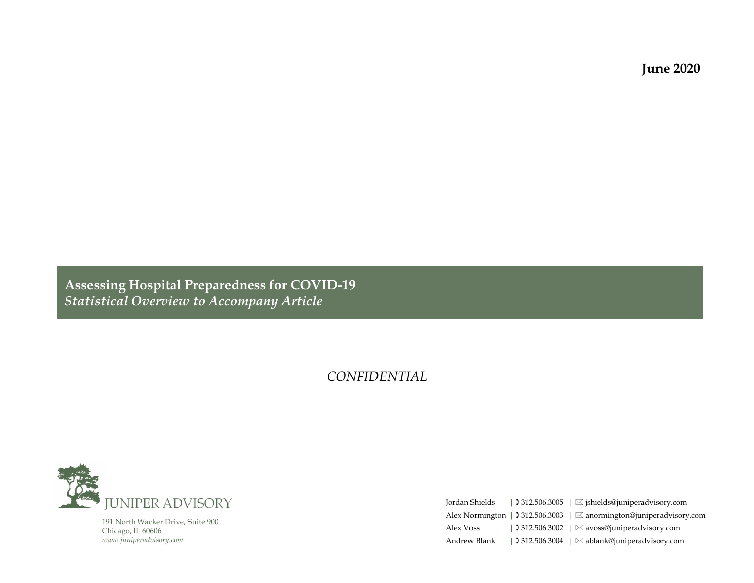**June 2020**

# Assessing Hospital Preparedness for COVID-19

*Statistical Overview to Accompany Article*

*CONFIDENTIAL*

JUNIPER ADVISORY

191 North Wacker Drive, Suite 900
Chicago, IL 60606
*www.juniperadvisory.com*

| | | |
|---|---|---|
| Jordan Shields | 312.506.3005 | jshields@juniperadvisory.com |
| Alex Normington | 312.506.3003 | anormington@juniperadvisory.com |
| Alex Voss | 312.506.3002 | avoss@juniperadvisory.com |
| Andrew Blank | 312.506.3004 | ablank@juniperadvisory.com |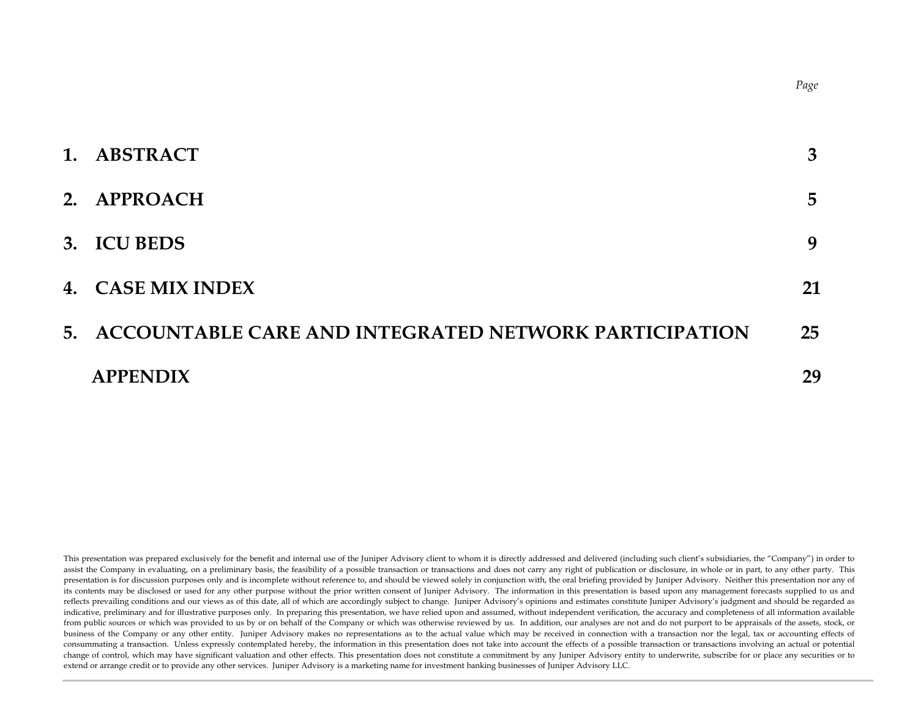| | | *Page* |
|---|---|---|
| **1.** | **ABSTRACT** | **3** |
| **2.** | **APPROACH** | **5** |
| **3.** | **ICU BEDS** | **9** |
| **4.** | **CASE MIX INDEX** | **21** |
| **5.** | **ACCOUNTABLE CARE AND INTEGRATED NETWORK PARTICIPATION** | **25** |
| | **APPENDIX** | **29** |

This presentation was prepared exclusively for the benefit and internal use of the Juniper Advisory client to whom it is directly addressed and delivered (including such client's subsidiaries, the "Company") in order to assist the Company in evaluating, on a preliminary basis, the feasibility of a possible transaction or transactions and does not carry any right of publication or disclosure, in whole or in part, to any other party. This presentation is for discussion purposes only and is incomplete without reference to, and should be viewed solely in conjunction with, the oral briefing provided by Juniper Advisory. Neither this presentation nor any of its contents may be disclosed or used for any other purpose without the prior written consent of Juniper Advisory. The information in this presentation is based upon any management forecasts supplied to us and reflects prevailing conditions and our views as of this date, all of which are accordingly subject to change. Juniper Advisory's opinions and estimates constitute Juniper Advisory's judgment and should be regarded as indicative, preliminary and for illustrative purposes only. In preparing this presentation, we have relied upon and assumed, without independent verification, the accuracy and completeness of all information available from public sources or which was provided to us by or on behalf of the Company or which was otherwise reviewed by us. In addition, our analyses are not and do not purport to be appraisals of the assets, stock, or business of the Company or any other entity. Juniper Advisory makes no representations as to the actual value which may be received in connection with a transaction nor the legal, tax or accounting effects of consummating a transaction. Unless expressly contemplated hereby, the information in this presentation does not take into account the effects of a possible transaction or transactions involving an actual or potential change of control, which may have significant valuation and other effects. This presentation does not constitute a commitment by any Juniper Advisory entity to underwrite, subscribe for or place any securities or to extend or arrange credit or to provide any other services. Juniper Advisory is a marketing name for investment banking businesses of Juniper Advisory LLC.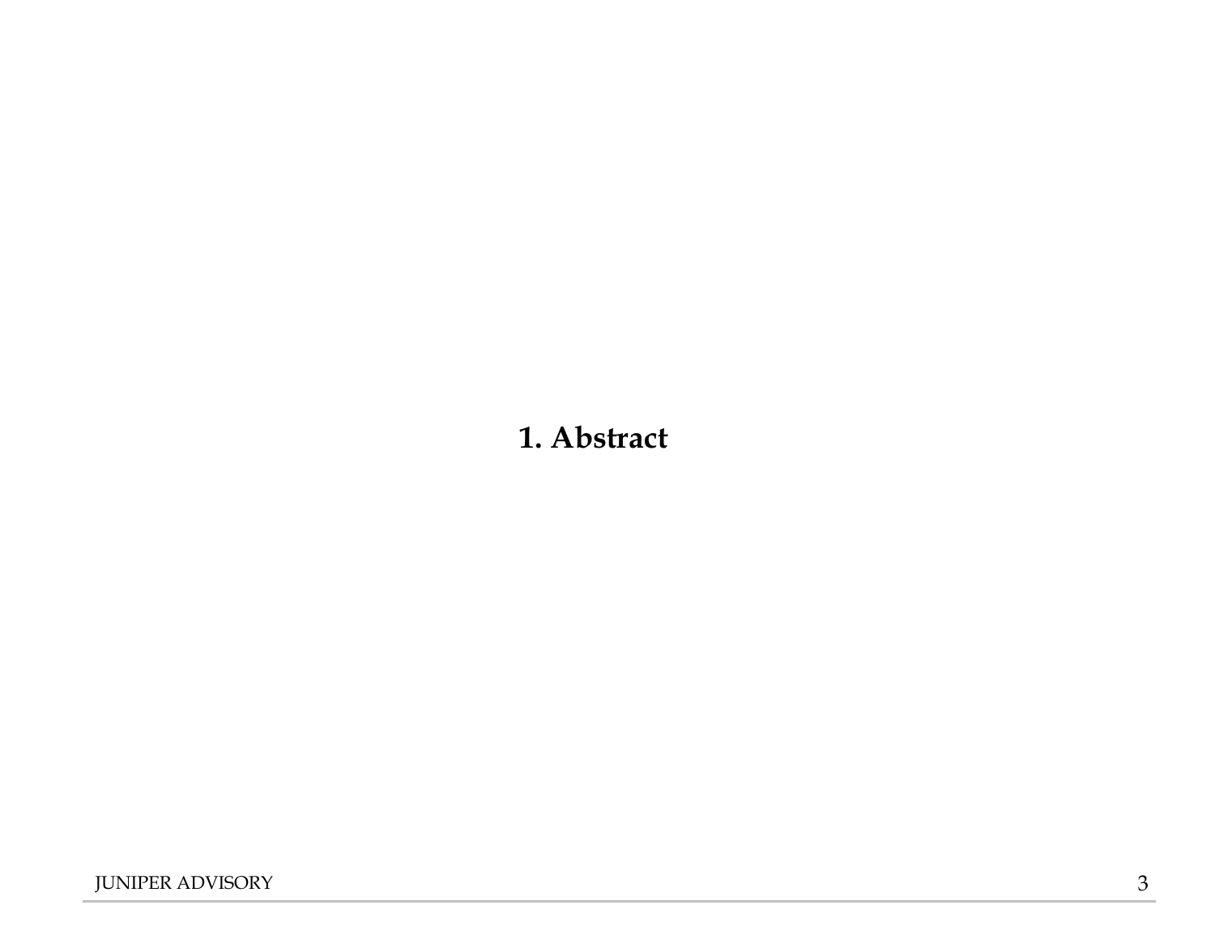# 1. Abstract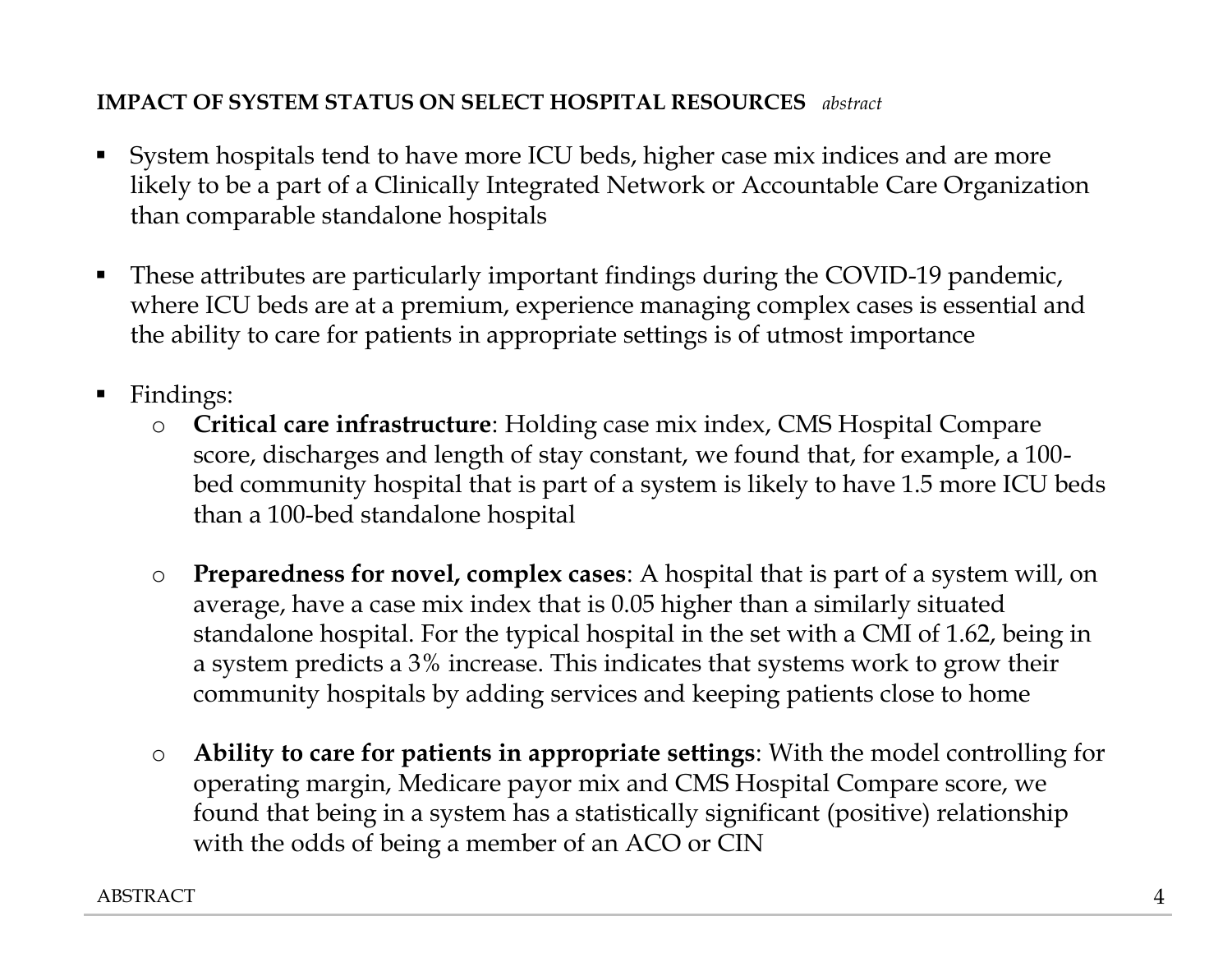## IMPACT OF SYSTEM STATUS ON SELECT HOSPITAL RESOURCES *abstract*

- System hospitals tend to have more ICU beds, higher case mix indices and are more likely to be a part of a Clinically Integrated Network or Accountable Care Organization than comparable standalone hospitals

- These attributes are particularly important findings during the COVID-19 pandemic, where ICU beds are at a premium, experience managing complex cases is essential and the ability to care for patients in appropriate settings is of utmost importance

- Findings:
  - **Critical care infrastructure**: Holding case mix index, CMS Hospital Compare score, discharges and length of stay constant, we found that, for example, a 100-bed community hospital that is part of a system is likely to have 1.5 more ICU beds than a 100-bed standalone hospital

  - **Preparedness for novel, complex cases**: A hospital that is part of a system will, on average, have a case mix index that is 0.05 higher than a similarly situated standalone hospital. For the typical hospital in the set with a CMI of 1.62, being in a system predicts a 3% increase. This indicates that systems work to grow their community hospitals by adding services and keeping patients close to home

  - **Ability to care for patients in appropriate settings**: With the model controlling for operating margin, Medicare payor mix and CMS Hospital Compare score, we found that being in a system has a statistically significant (positive) relationship with the odds of being a member of an ACO or CIN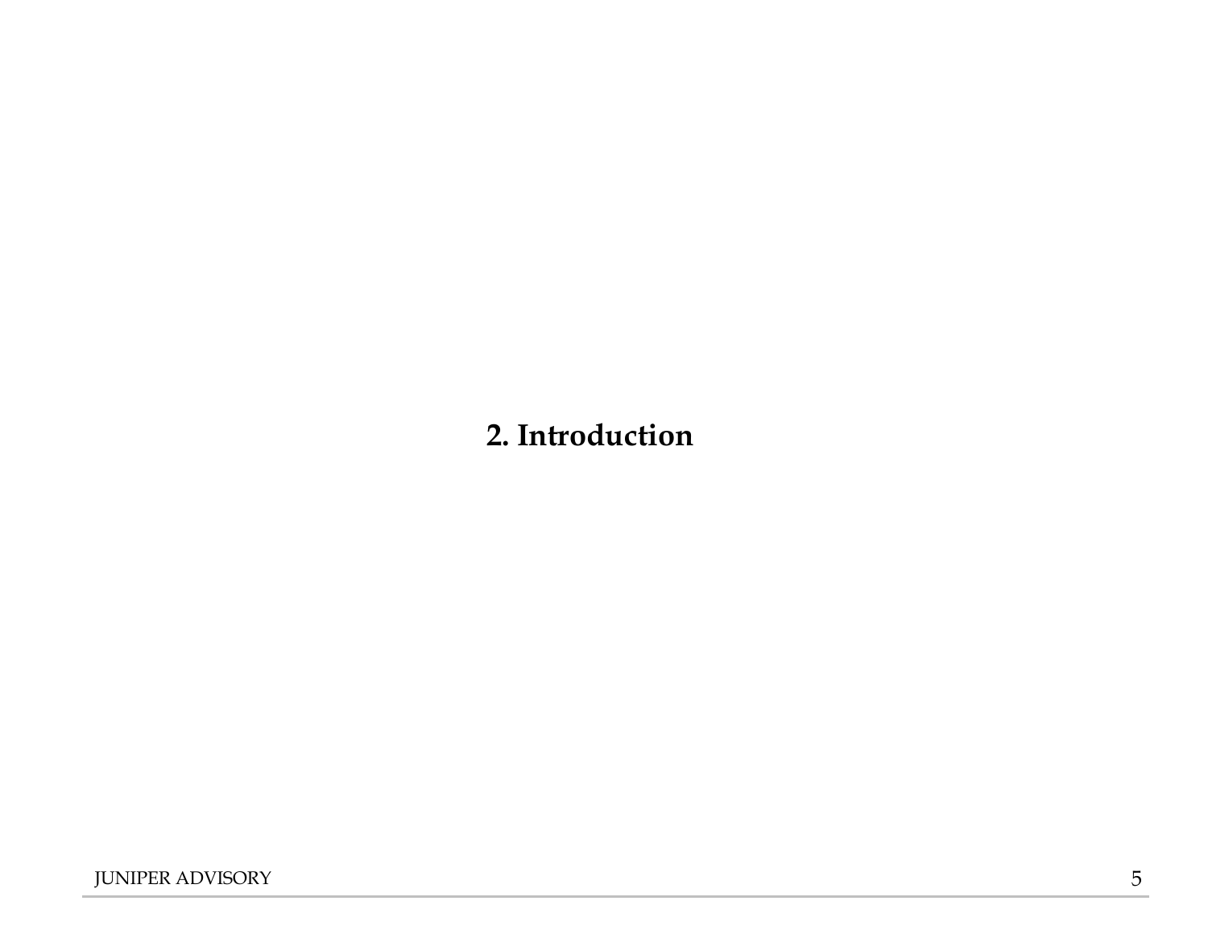# 2. Introduction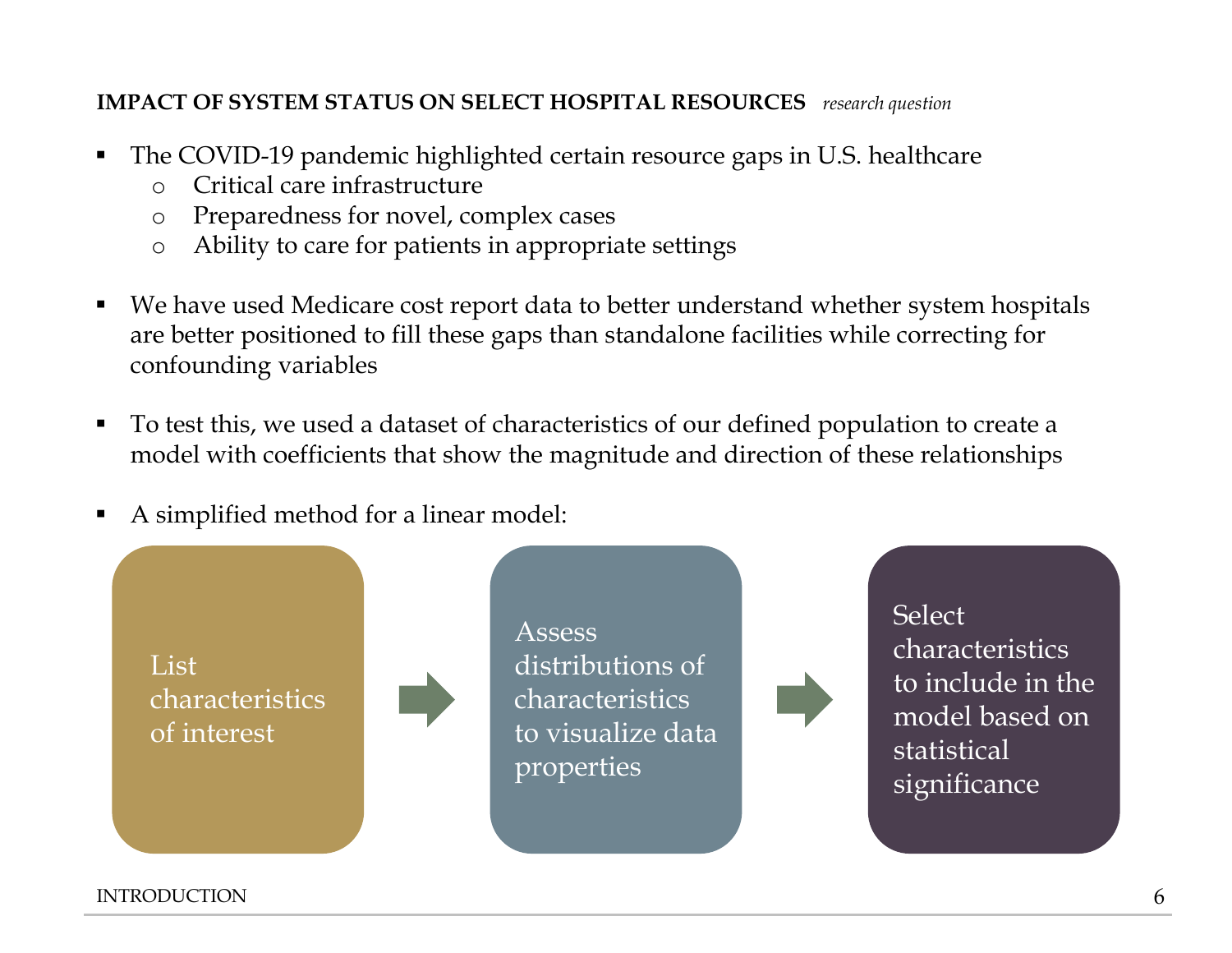## IMPACT OF SYSTEM STATUS ON SELECT HOSPITAL RESOURCES *research question*

- The COVID-19 pandemic highlighted certain resource gaps in U.S. healthcare
  - Critical care infrastructure
  - Preparedness for novel, complex cases
  - Ability to care for patients in appropriate settings

- We have used Medicare cost report data to better understand whether system hospitals are better positioned to fill these gaps than standalone facilities while correcting for confounding variables

- To test this, we used a dataset of characteristics of our defined population to create a model with coefficients that show the magnitude and direction of these relationships

- A simplified method for a linear model:

List characteristics of interest → Assess distributions of characteristics to visualize data properties → Select characteristics to include in the model based on statistical significance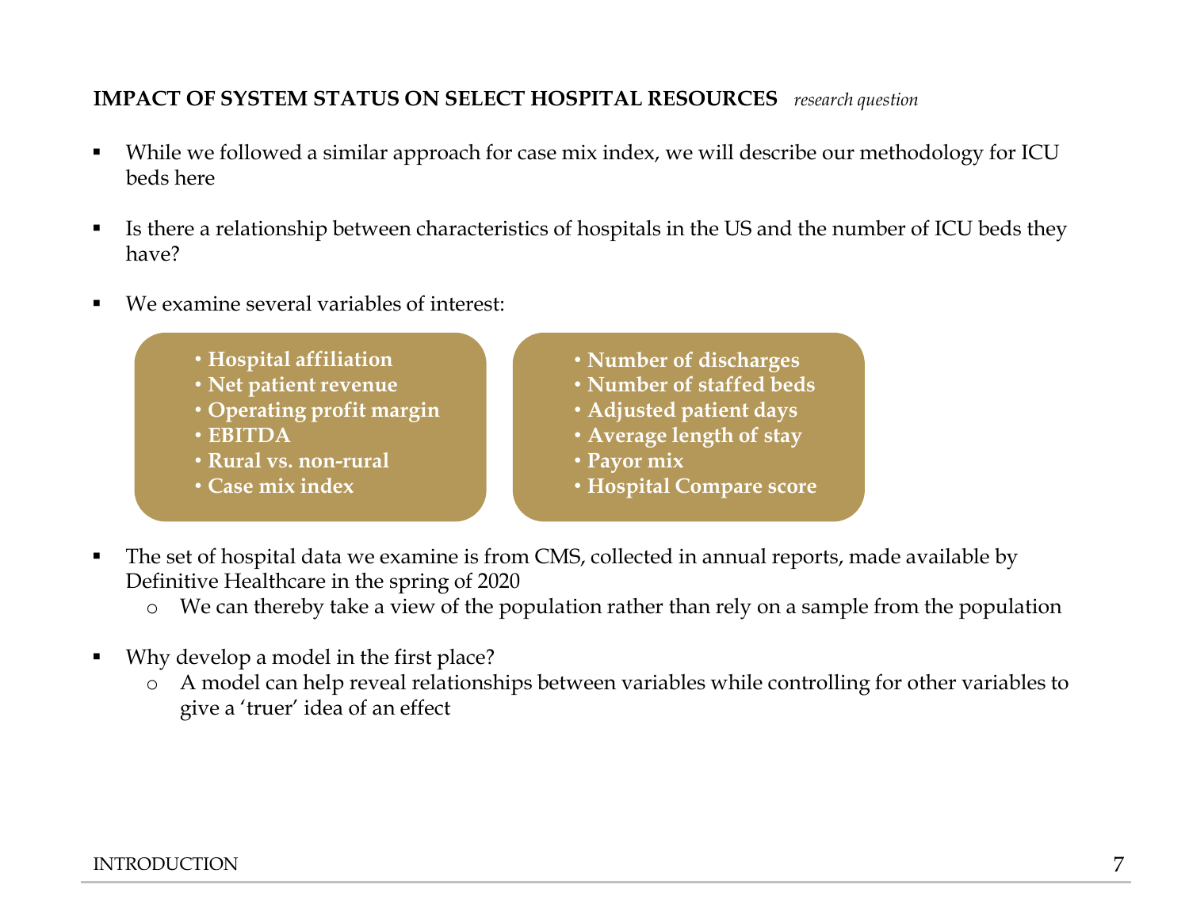## IMPACT OF SYSTEM STATUS ON SELECT HOSPITAL RESOURCES *research question*

- While we followed a similar approach for case mix index, we will describe our methodology for ICU beds here

- Is there a relationship between characteristics of hospitals in the US and the number of ICU beds they have?

- We examine several variables of interest:

  - **Hospital affiliation**
  - **Net patient revenue**
  - **Operating profit margin**
  - **EBITDA**
  - **Rural vs. non-rural**
  - **Case mix index**
  - **Number of discharges**
  - **Number of staffed beds**
  - **Adjusted patient days**
  - **Average length of stay**
  - **Payor mix**
  - **Hospital Compare score**

- The set of hospital data we examine is from CMS, collected in annual reports, made available by Definitive Healthcare in the spring of 2020
  - We can thereby take a view of the population rather than rely on a sample from the population

- Why develop a model in the first place?
  - A model can help reveal relationships between variables while controlling for other variables to give a 'truer' idea of an effect

INTRODUCTION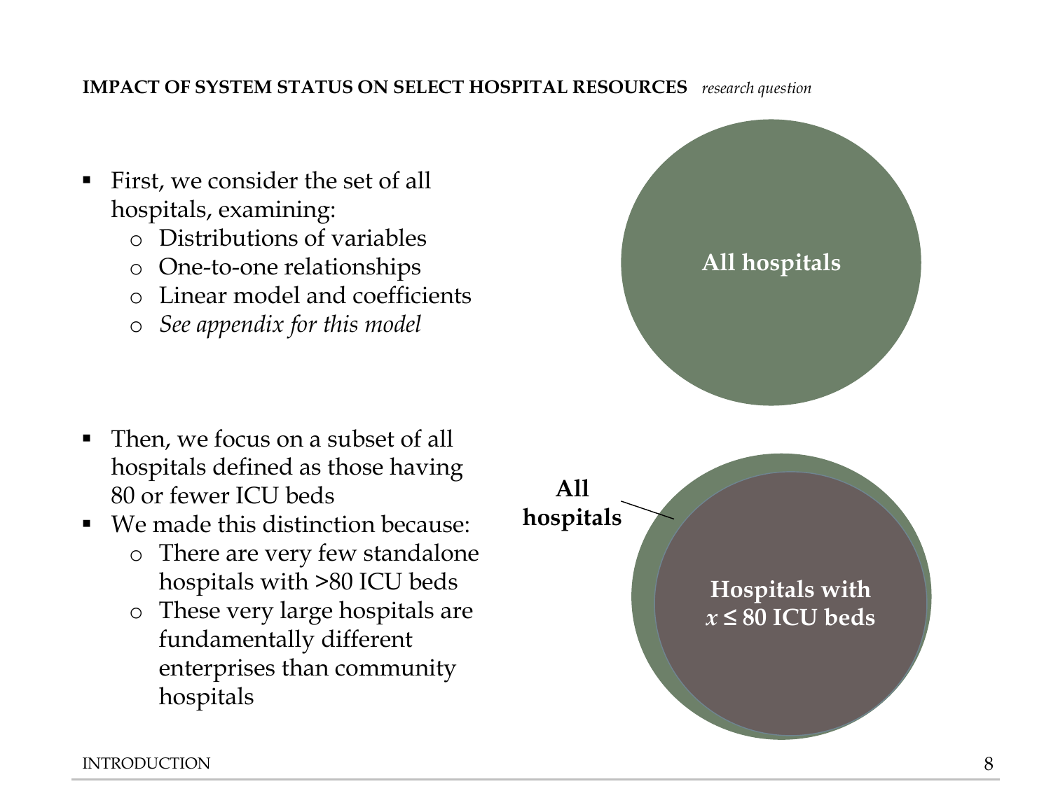**IMPACT OF SYSTEM STATUS ON SELECT HOSPITAL RESOURCES** *research question*

- First, we consider the set of all hospitals, examining:
  - Distributions of variables
  - One-to-one relationships
  - Linear model and coefficients
  - *See appendix for this model*

**All hospitals**

- Then, we focus on a subset of all hospitals defined as those having 80 or fewer ICU beds
- We made this distinction because:
  - There are very few standalone hospitals with >80 ICU beds
  - These very large hospitals are fundamentally different enterprises than community hospitals

**All hospitals**

**Hospitals with $x \leq 80$ ICU beds**

INTRODUCTION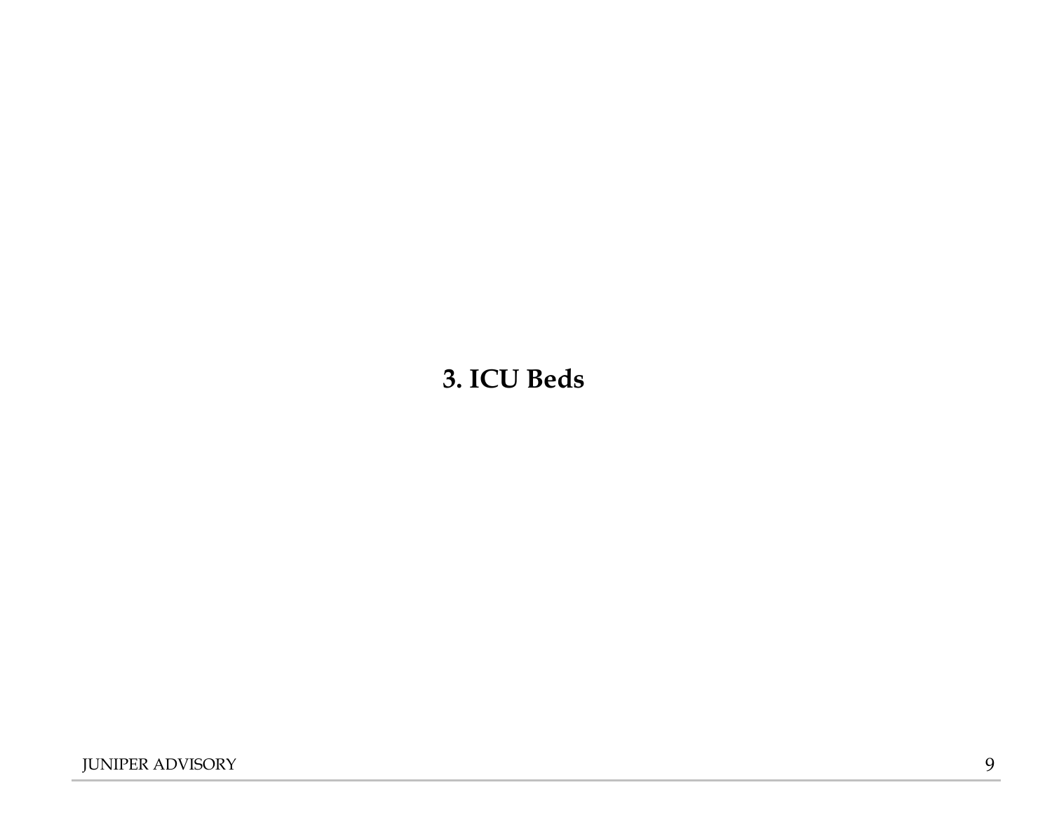# 3. ICU Beds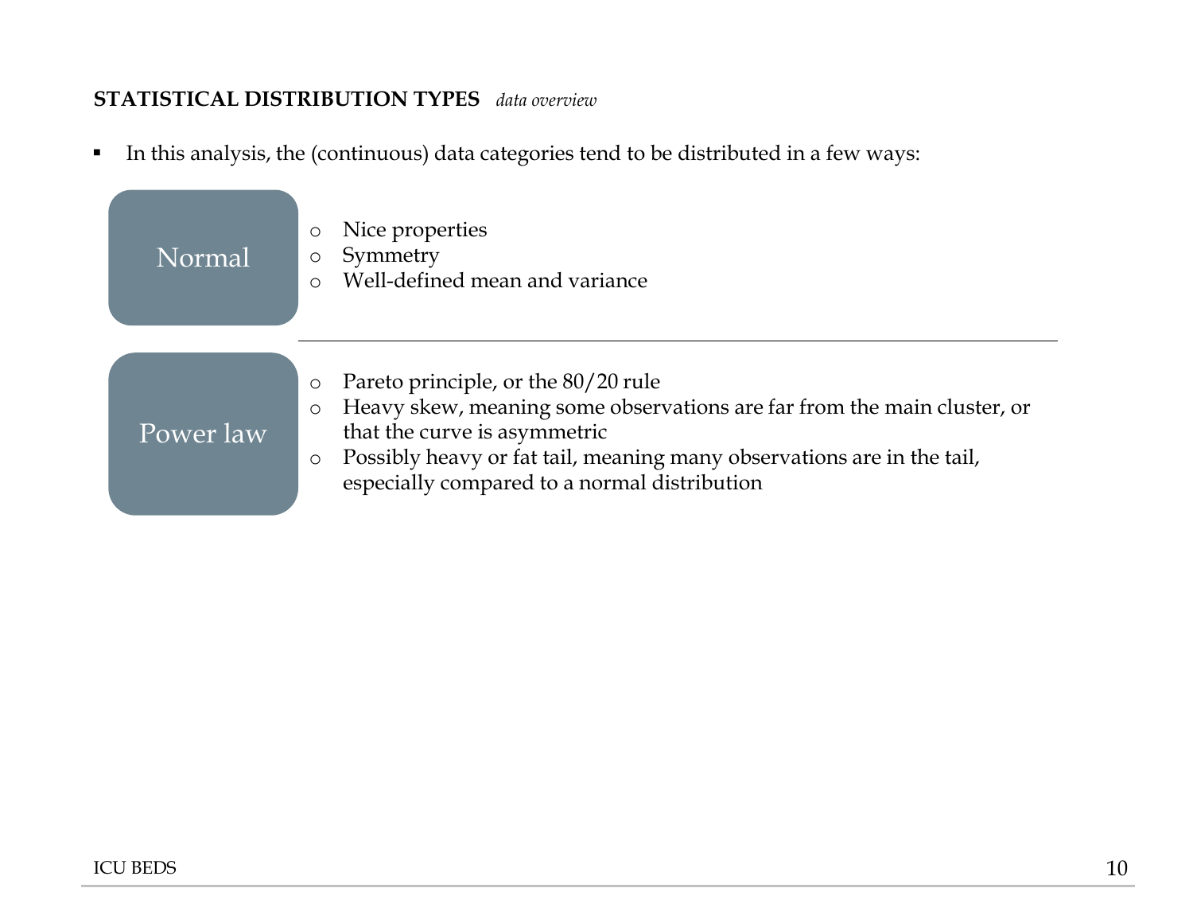## **STATISTICAL DISTRIBUTION TYPES** *data overview*

- In this analysis, the (continuous) data categories tend to be distributed in a few ways:

**Normal**

- Nice properties
- Symmetry
- Well-defined mean and variance

---

**Power law**

- Pareto principle, or the 80/20 rule
- Heavy skew, meaning some observations are far from the main cluster, or that the curve is asymmetric
- Possibly heavy or fat tail, meaning many observations are in the tail, especially compared to a normal distribution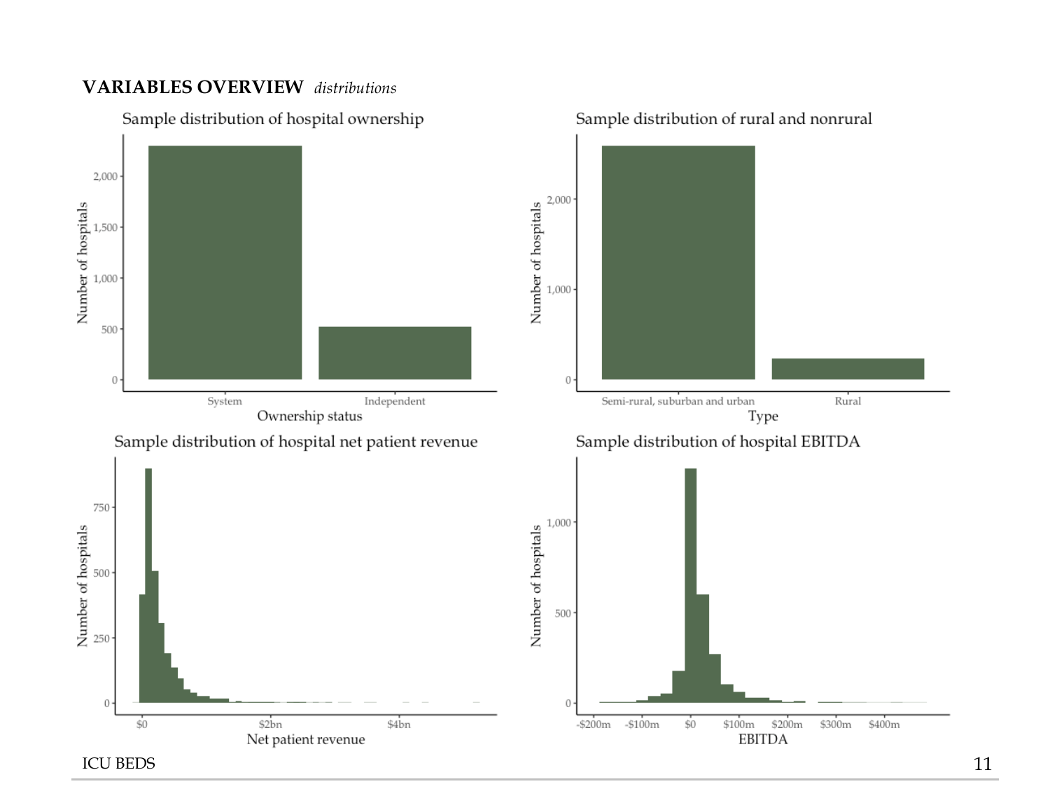## VARIABLES OVERVIEW *distributions*

### Sample distribution of hospital ownership

Number of hospitals: 0, 500, 1,000, 1,500, 2,000

System, Independent

Ownership status

### Sample distribution of rural and nonrural

Number of hospitals: 0, 1,000, 2,000

Semi-rural, suburban and urban, Rural

Type

### Sample distribution of hospital net patient revenue

Number of hospitals: 0, 250, 500, 750

$0, $2bn, $4bn

Net patient revenue

### Sample distribution of hospital EBITDA

Number of hospitals: 0, 500, 1,000

-$200m, -$100m, $0, $100m, $200m, $300m, $400m

EBITDA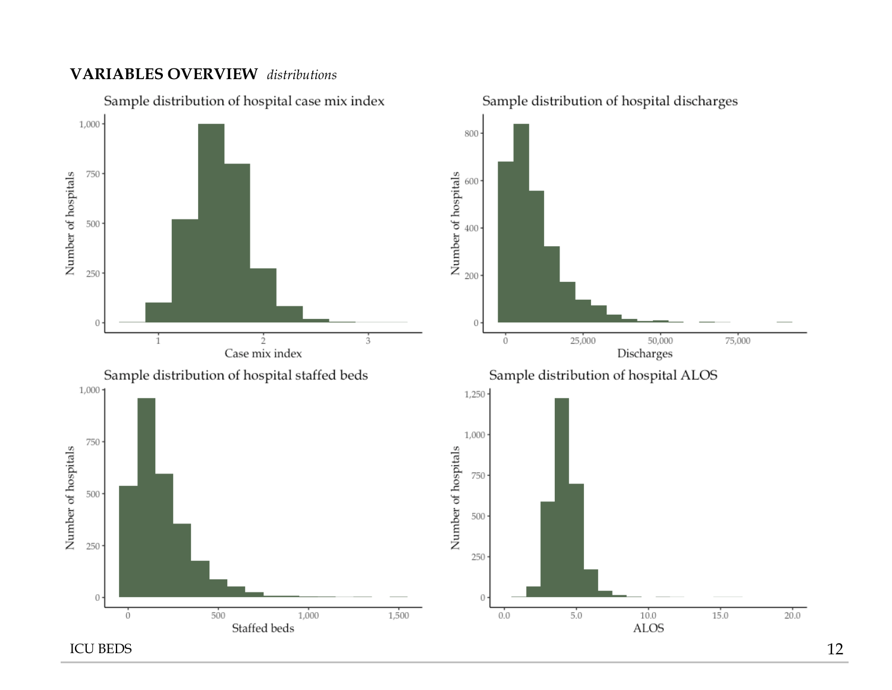**VARIABLES OVERVIEW** *distributions*

Sample distribution of hospital case mix index

Sample distribution of hospital discharges

Sample distribution of hospital staffed beds

Sample distribution of hospital ALOS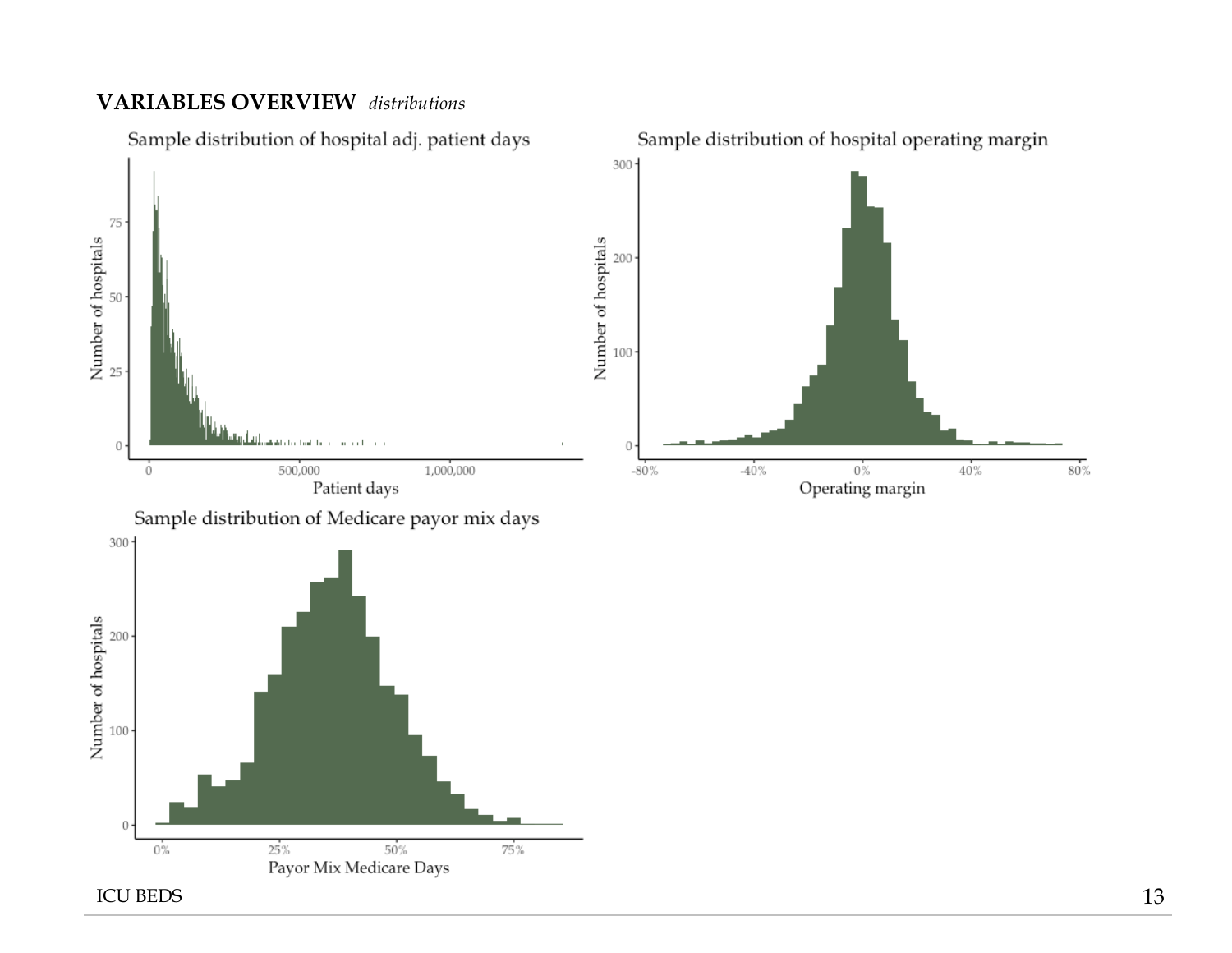**VARIABLES OVERVIEW** *distributions*

Sample distribution of hospital adj. patient days

Sample distribution of hospital operating margin

Sample distribution of Medicare payor mix days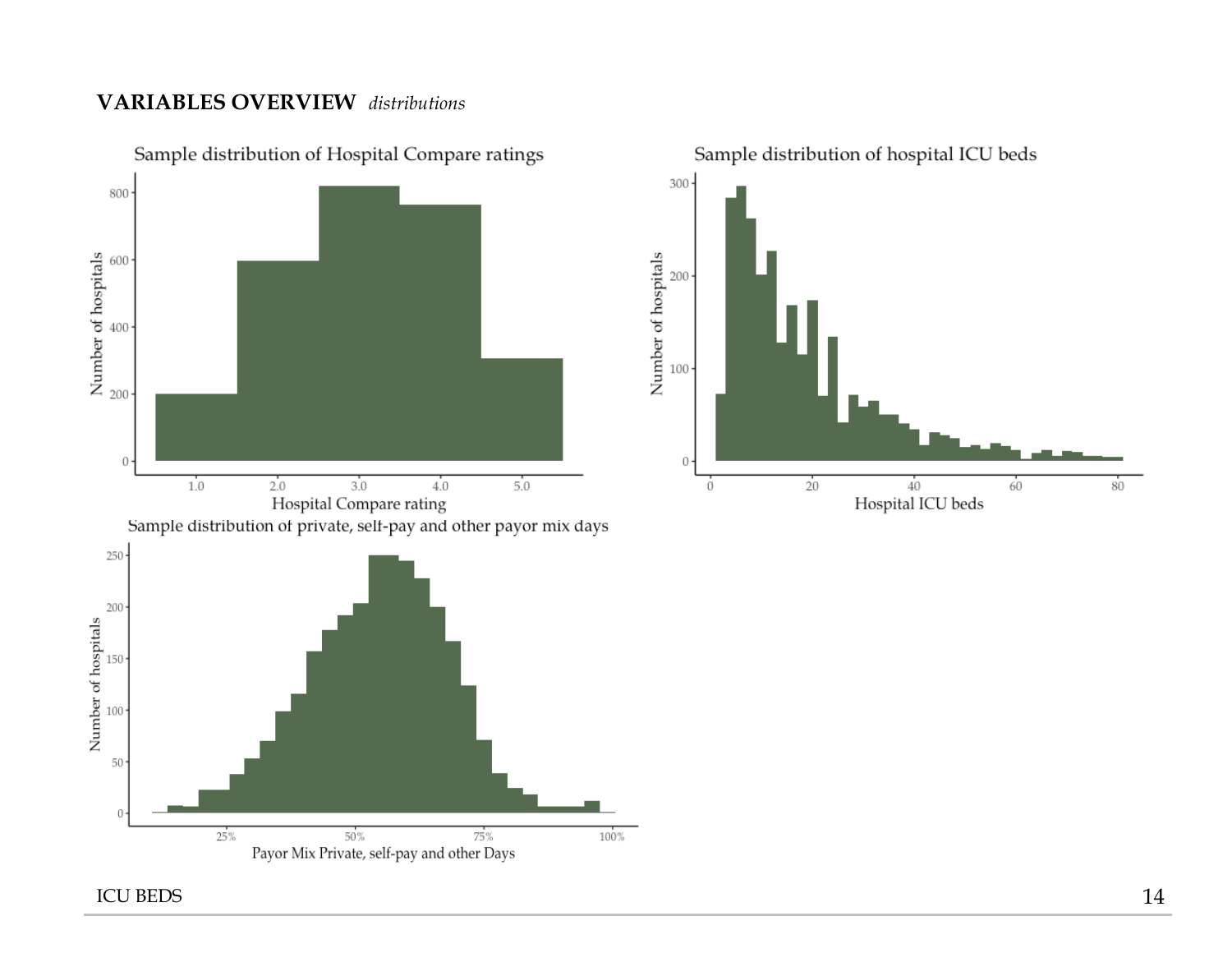**VARIABLES OVERVIEW** *distributions*

Sample distribution of Hospital Compare ratings

Sample distribution of hospital ICU beds

Sample distribution of private, self-pay and other payor mix days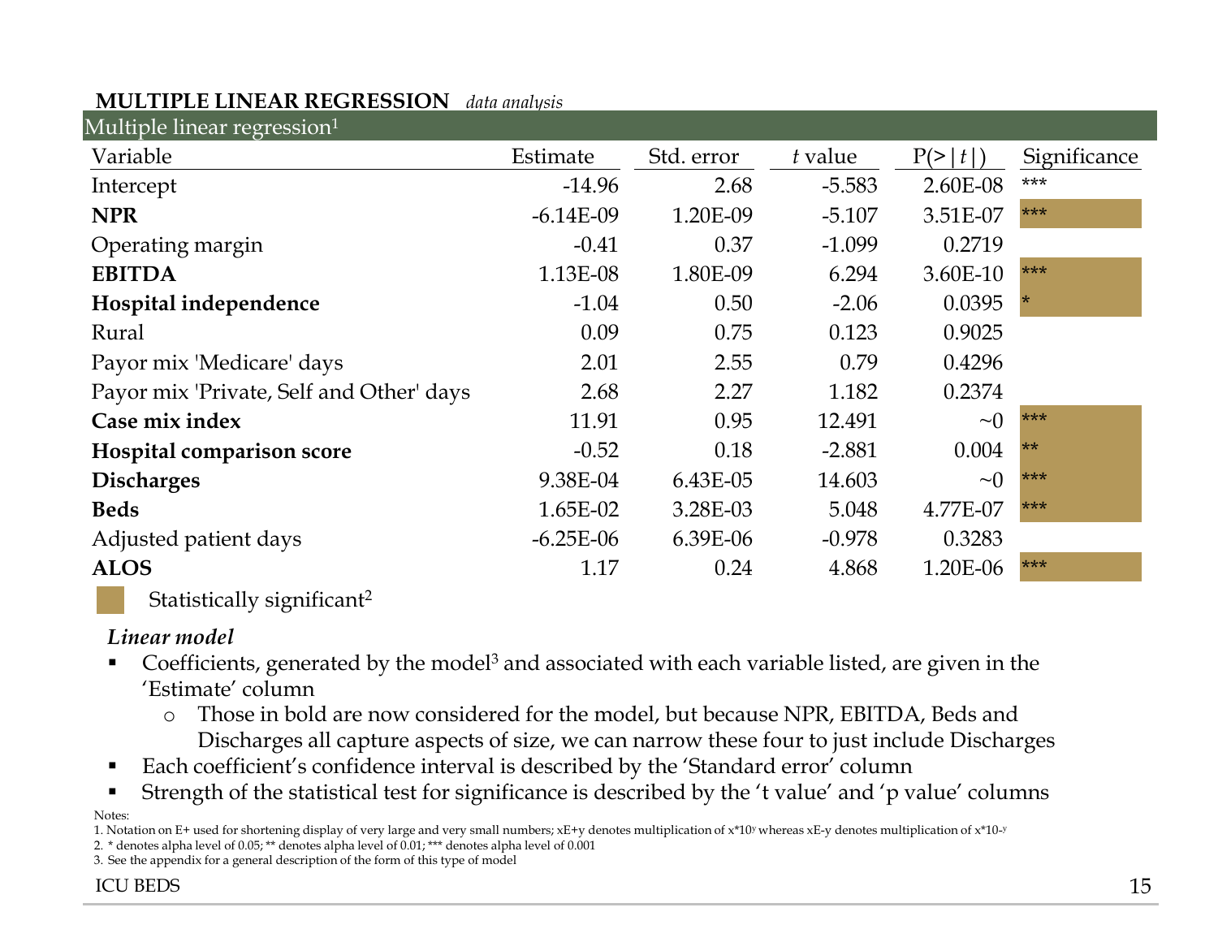**MULTIPLE LINEAR REGRESSION** *data analysis*

Multiple linear regression[1]

| Variable | Estimate | Std. error | *t* value | P(>\|*t*\|) | Significance |
|---|---|---|---|---|---|
| Intercept | -14.96 | 2.68 | -5.583 | 2.60E-08 | *** |
| **NPR** | -6.14E-09 | 1.20E-09 | -5.107 | 3.51E-07 | *** |
| Operating margin | -0.41 | 0.37 | -1.099 | 0.2719 | |
| **EBITDA** | 1.13E-08 | 1.80E-09 | 6.294 | 3.60E-10 | *** |
| **Hospital independence** | -1.04 | 0.50 | -2.06 | 0.0395 | * |
| Rural | 0.09 | 0.75 | 0.123 | 0.9025 | |
| Payor mix 'Medicare' days | 2.01 | 2.55 | 0.79 | 0.4296 | |
| Payor mix 'Private, Self and Other' days | 2.68 | 2.27 | 1.182 | 0.2374 | |
| **Case mix index** | 11.91 | 0.95 | 12.491 | ~0 | *** |
| **Hospital comparison score** | -0.52 | 0.18 | -2.881 | 0.004 | ** |
| **Discharges** | 9.38E-04 | 6.43E-05 | 14.603 | ~0 | *** |
| **Beds** | 1.65E-02 | 3.28E-03 | 5.048 | 4.77E-07 | *** |
| Adjusted patient days | -6.25E-06 | 6.39E-06 | -0.978 | 0.3283 | |
| **ALOS** | 1.17 | 0.24 | 4.868 | 1.20E-06 | *** |

Statistically significant[2]

***Linear model***

- Coefficients, generated by the model[3] and associated with each variable listed, are given in the 'Estimate' column
  - Those in bold are now considered for the model, but because NPR, EBITDA, Beds and Discharges all capture aspects of size, we can narrow these four to just include Discharges
- Each coefficient's confidence interval is described by the 'Standard error' column
- Strength of the statistical test for significance is described by the 't value' and 'p value' columns

Notes:

1. Notation on E+ used for shortening display of very large and very small numbers; xE+y denotes multiplication of $x*10^y$ whereas xE-y denotes multiplication of $x*10^{-y}$
2. * denotes alpha level of 0.05; ** denotes alpha level of 0.01; *** denotes alpha level of 0.001
3. See the appendix for a general description of the form of this type of model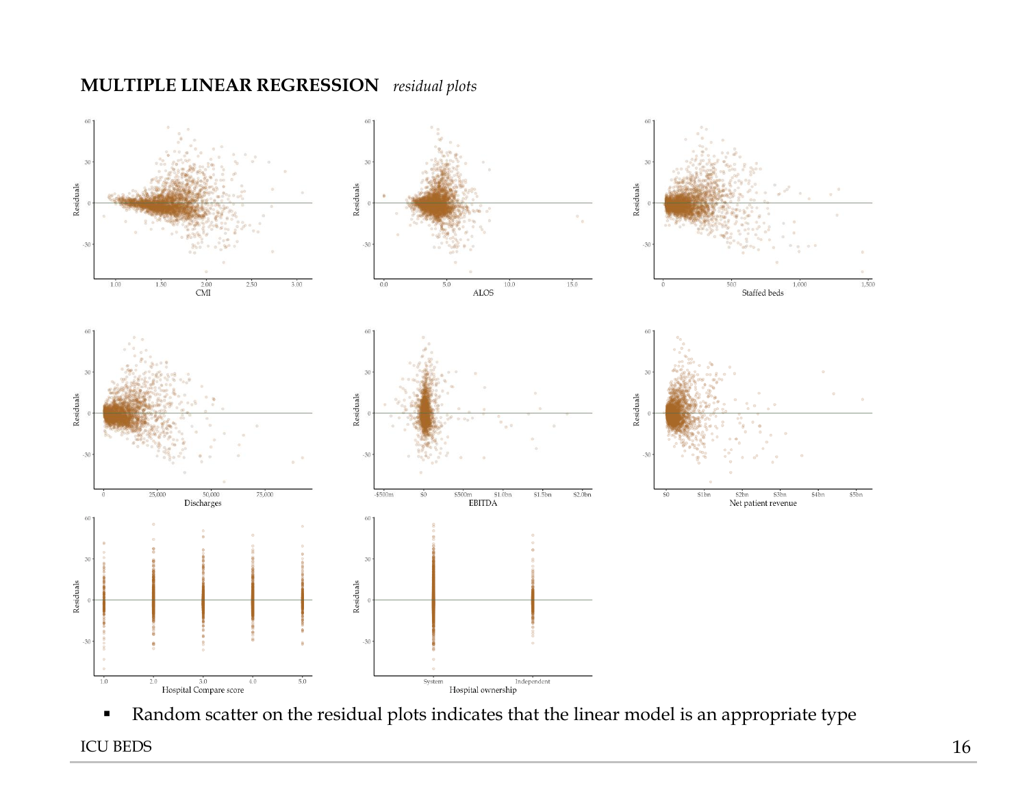## **MULTIPLE LINEAR REGRESSION** *residual plots*

- Random scatter on the residual plots indicates that the linear model is an appropriate type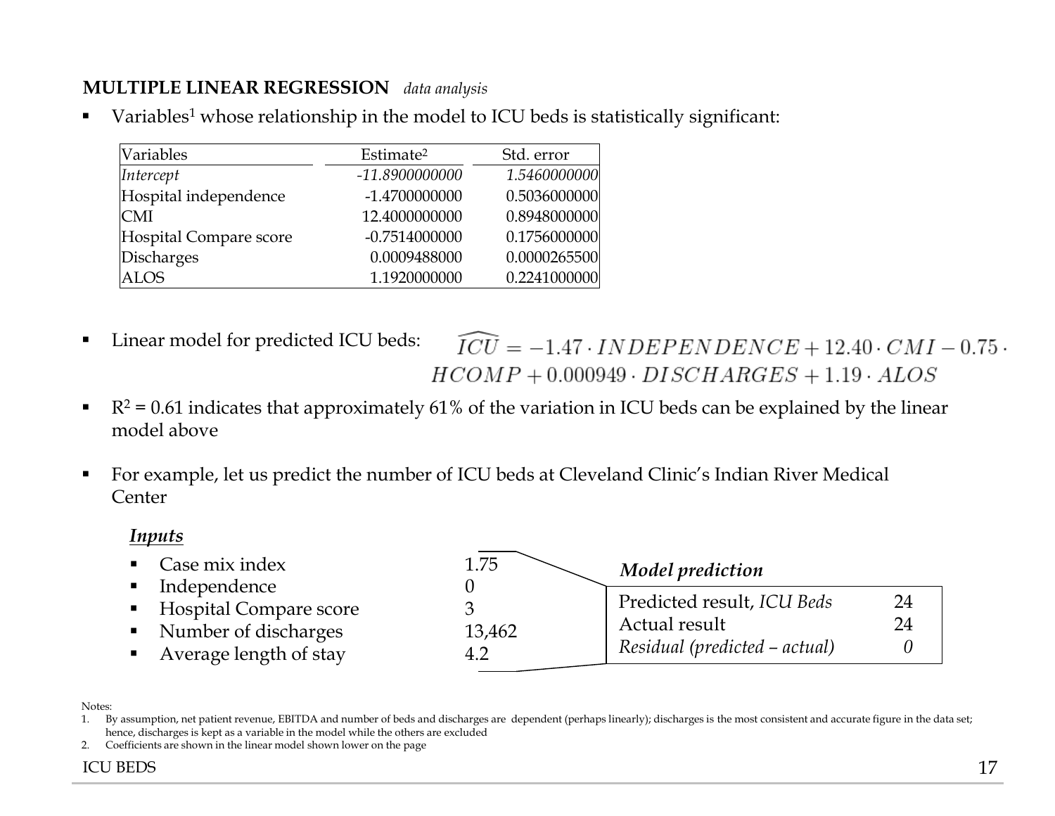**MULTIPLE LINEAR REGRESSION** *data analysis*

- Variables[1] whose relationship in the model to ICU beds is statistically significant:

| Variables | Estimate[2] | Std. error |
|---|---|---|
| *Intercept* | *-11.8900000000* | *1.5460000000* |
| Hospital independence | -1.4700000000 | 0.5036000000 |
| CMI | 12.4000000000 | 0.8948000000 |
| Hospital Compare score | -0.7514000000 | 0.1756000000 |
| Discharges | 0.0009488000 | 0.0000265500 |
| ALOS | 1.1920000000 | 0.2241000000 |

- Linear model for predicted ICU beds: $\widehat{ICU} = -1.47 \cdot INDEPENDENCE + 12.40 \cdot CMI - 0.75 \cdot HCOMP + 0.000949 \cdot DISCHARGES + 1.19 \cdot ALOS$

- $R^2 = 0.61$ indicates that approximately 61% of the variation in ICU beds can be explained by the linear model above

- For example, let us predict the number of ICU beds at Cleveland Clinic's Indian River Medical Center

***Inputs***

- Case mix index 1.75
- Independence 0
- Hospital Compare score 3
- Number of discharges 13,462
- Average length of stay 4.2

***Model prediction***

| | |
|---|---|
| Predicted result, *ICU Beds* | 24 |
| Actual result | 24 |
| *Residual (predicted – actual)* | *0* |

Notes:
1. By assumption, net patient revenue, EBITDA and number of beds and discharges are dependent (perhaps linearly); discharges is the most consistent and accurate figure in the data set; hence, discharges is kept as a variable in the model while the others are excluded
2. Coefficients are shown in the linear model shown lower on the page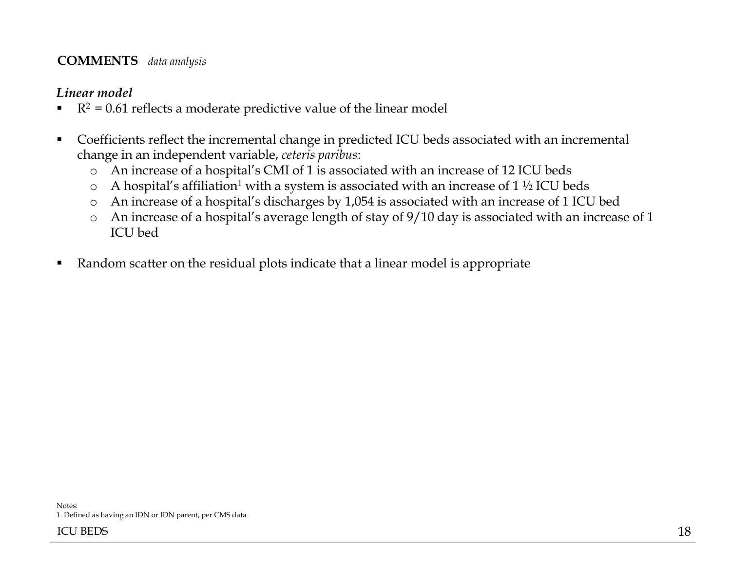**COMMENTS** *data analysis*

***Linear model***

- $R^2 = 0.61$ reflects a moderate predictive value of the linear model

- Coefficients reflect the incremental change in predicted ICU beds associated with an incremental change in an independent variable, *ceteris paribus*:
  - An increase of a hospital's CMI of 1 is associated with an increase of 12 ICU beds
  - A hospital's affiliation[1] with a system is associated with an increase of 1 ½ ICU beds
  - An increase of a hospital's discharges by 1,054 is associated with an increase of 1 ICU bed
  - An increase of a hospital's average length of stay of 9/10 day is associated with an increase of 1 ICU bed

- Random scatter on the residual plots indicate that a linear model is appropriate

Notes:
1. Defined as having an IDN or IDN parent, per CMS data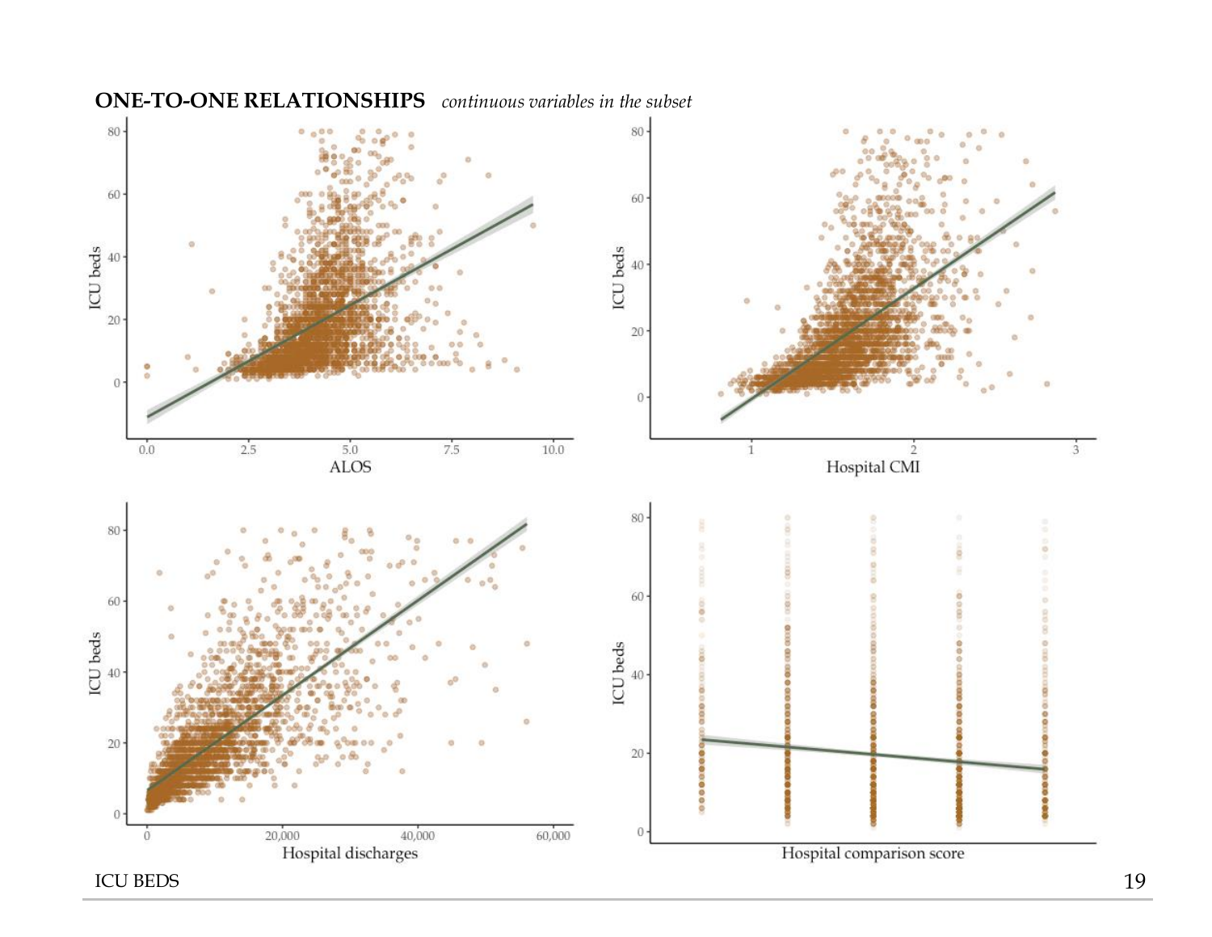**ONE-TO-ONE RELATIONSHIPS** *continuous variables in the subset*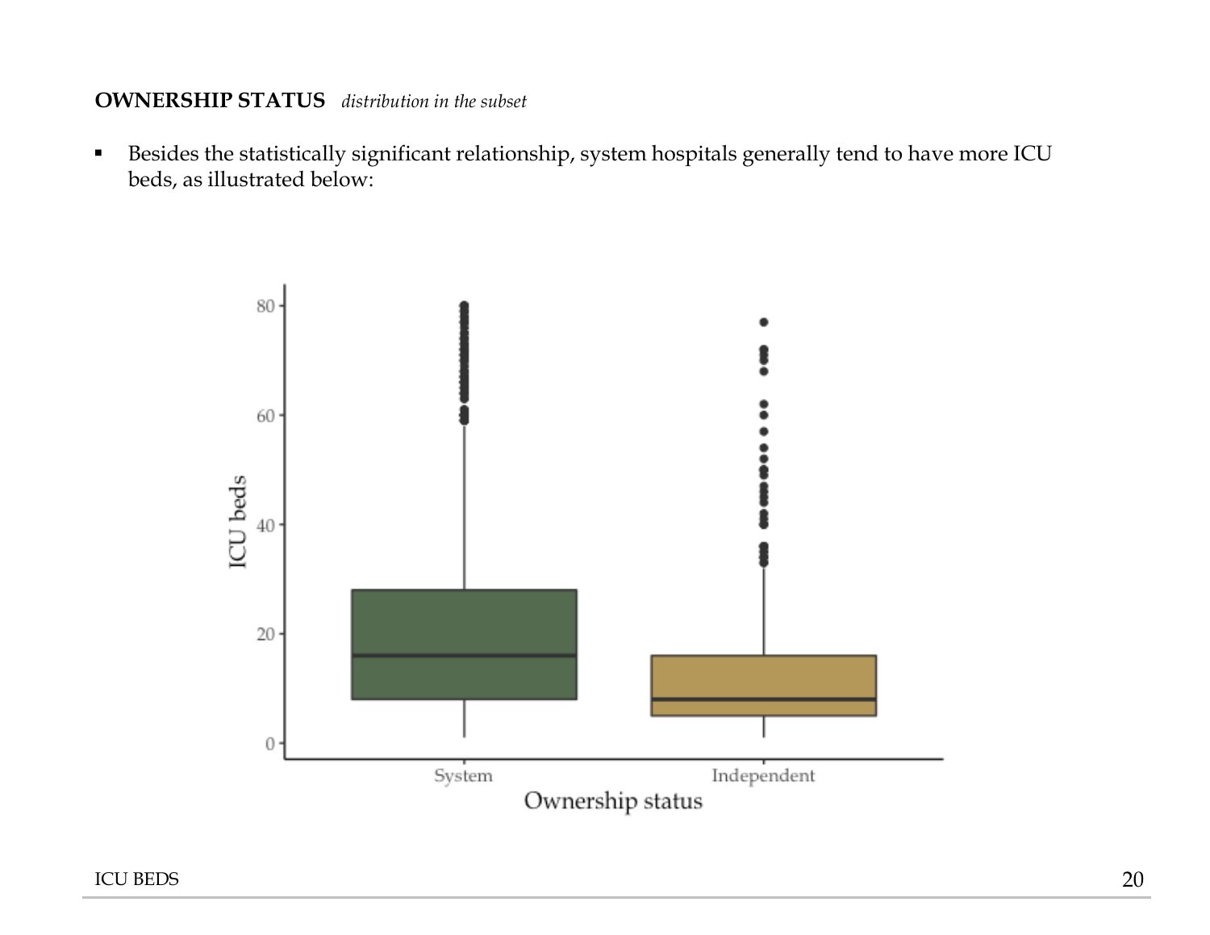**OWNERSHIP STATUS** *distribution in the subset*

- Besides the statistically significant relationship, system hospitals generally tend to have more ICU beds, as illustrated below: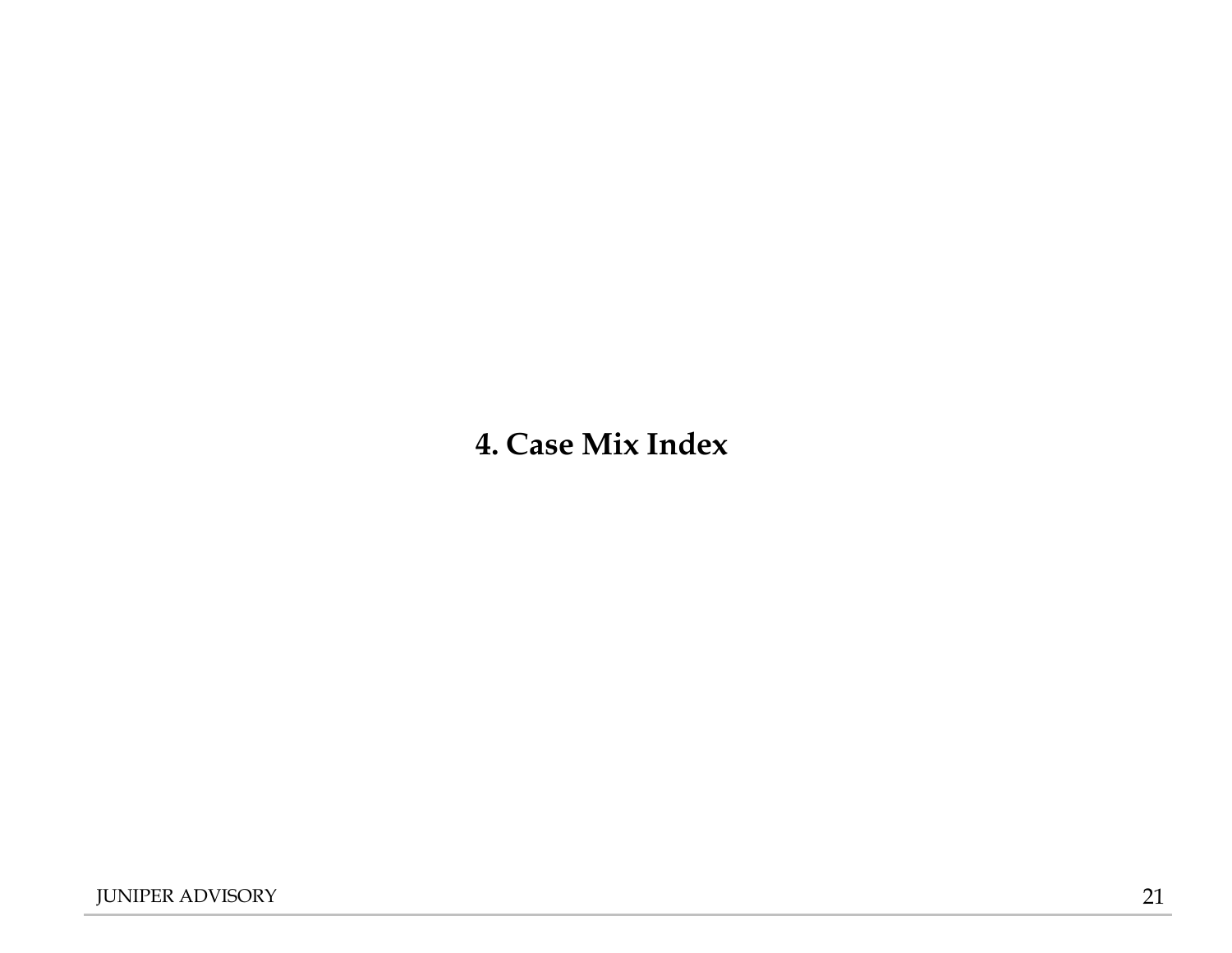# 4. Case Mix Index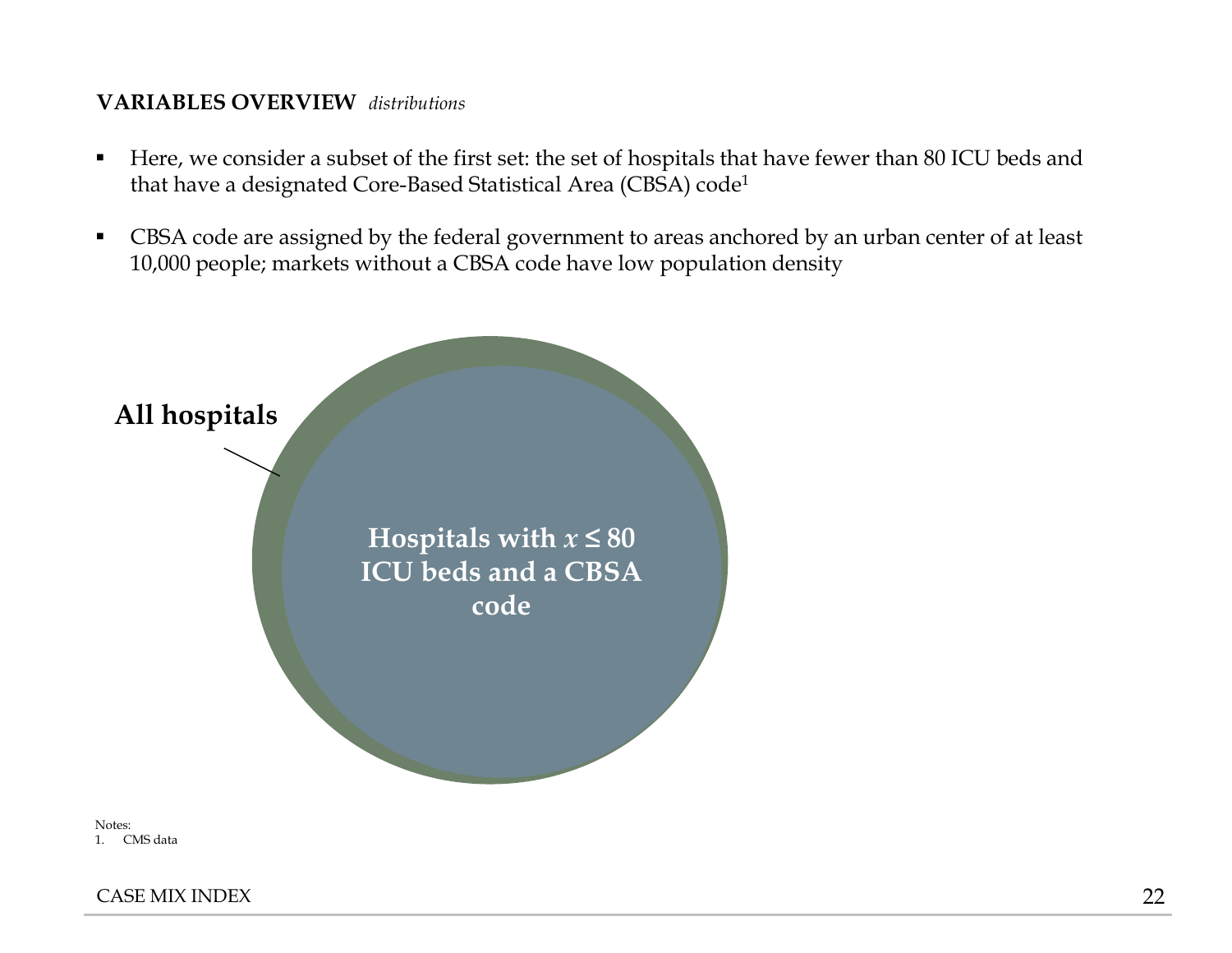**VARIABLES OVERVIEW** *distributions*

- Here, we consider a subset of the first set: the set of hospitals that have fewer than 80 ICU beds and that have a designated Core-Based Statistical Area (CBSA) code[1]

- CBSA code are assigned by the federal government to areas anchored by an urban center of at least 10,000 people; markets without a CBSA code have low population density

**All hospitals**

**Hospitals with $x \leq 80$ ICU beds and a CBSA code**

Notes:
1. CMS data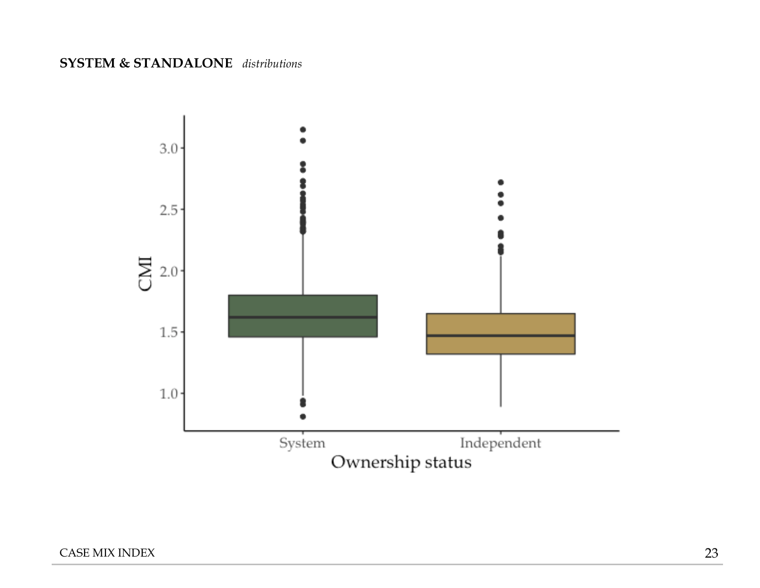**SYSTEM & STANDALONE** *distributions*

CMI

3.0
2.5
2.0
1.5
1.0

System | Independent

Ownership status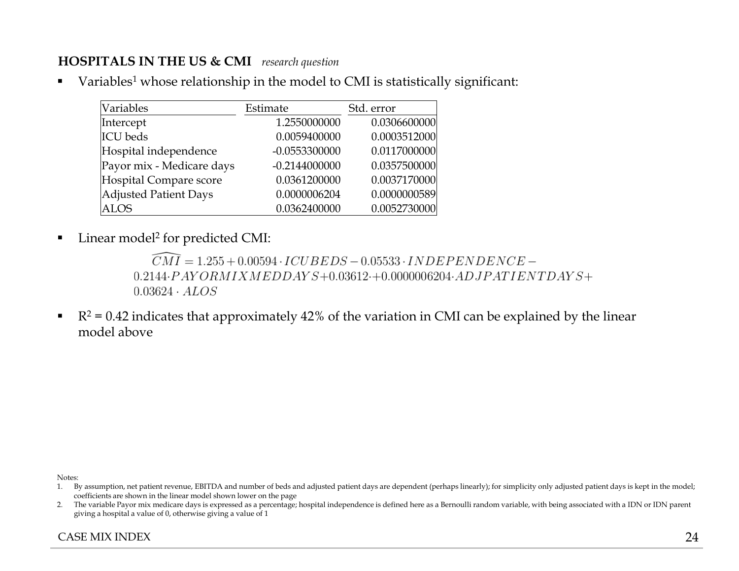**HOSPITALS IN THE US & CMI** *research question*

- Variables[1] whose relationship in the model to CMI is statistically significant:

| Variables | Estimate | Std. error |
|---|---|---|
| Intercept | 1.2550000000 | 0.0306600000 |
| ICU beds | 0.0059400000 | 0.0003512000 |
| Hospital independence | -0.0553300000 | 0.0117000000 |
| Payor mix - Medicare days | -0.2144000000 | 0.0357500000 |
| Hospital Compare score | 0.0361200000 | 0.0037170000 |
| Adjusted Patient Days | 0.0000006204 | 0.0000000589 |
| ALOS | 0.0362400000 | 0.0052730000 |

- Linear model[2] for predicted CMI:

$$\widehat{CMI} = 1.255 + 0.00594 \cdot ICUBEDS - 0.05533 \cdot INDEPENDENCE - 0.2144 \cdot PAYORMIXMEDDAYS + 0.03612 \cdot + 0.0000006204 \cdot ADJPATIENTDAYS + 0.03624 \cdot ALOS$$

- $R^2 = 0.42$ indicates that approximately 42% of the variation in CMI can be explained by the linear model above

Notes:

1. By assumption, net patient revenue, EBITDA and number of beds and adjusted patient days are dependent (perhaps linearly); for simplicity only adjusted patient days is kept in the model; coefficients are shown in the linear model shown lower on the page
2. The variable Payor mix medicare days is expressed as a percentage; hospital independence is defined here as a Bernoulli random variable, with being associated with a IDN or IDN parent giving a hospital a value of 0, otherwise giving a value of 1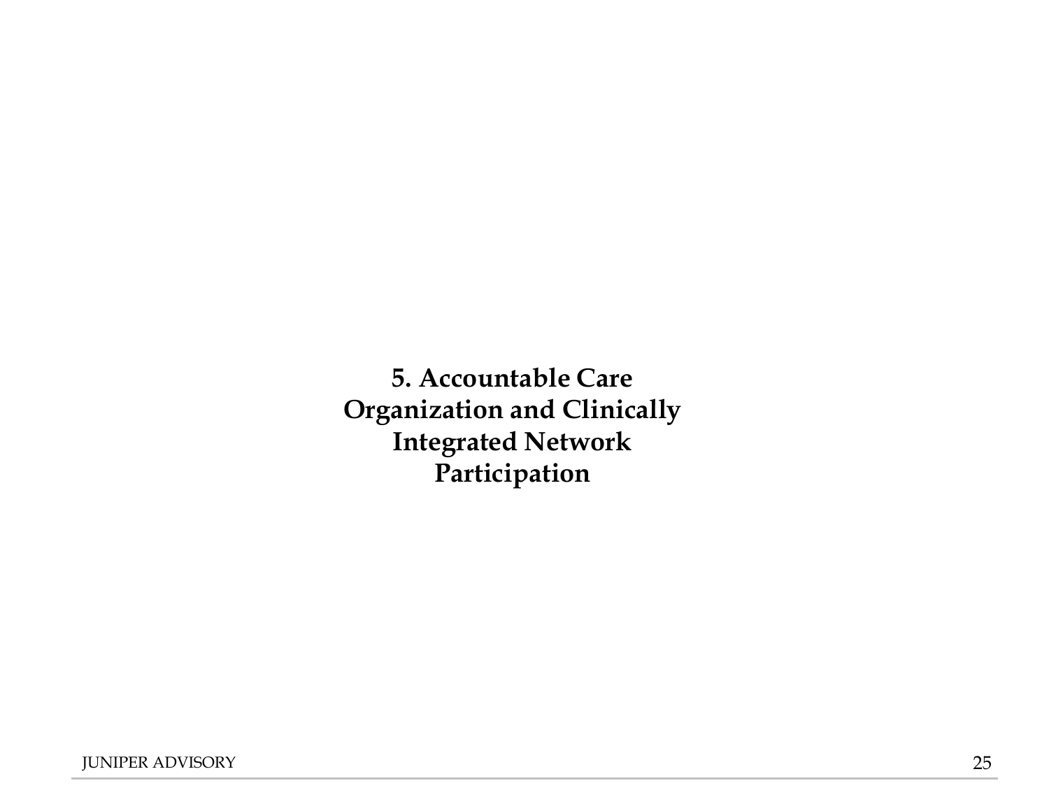# 5. Accountable Care Organization and Clinically Integrated Network Participation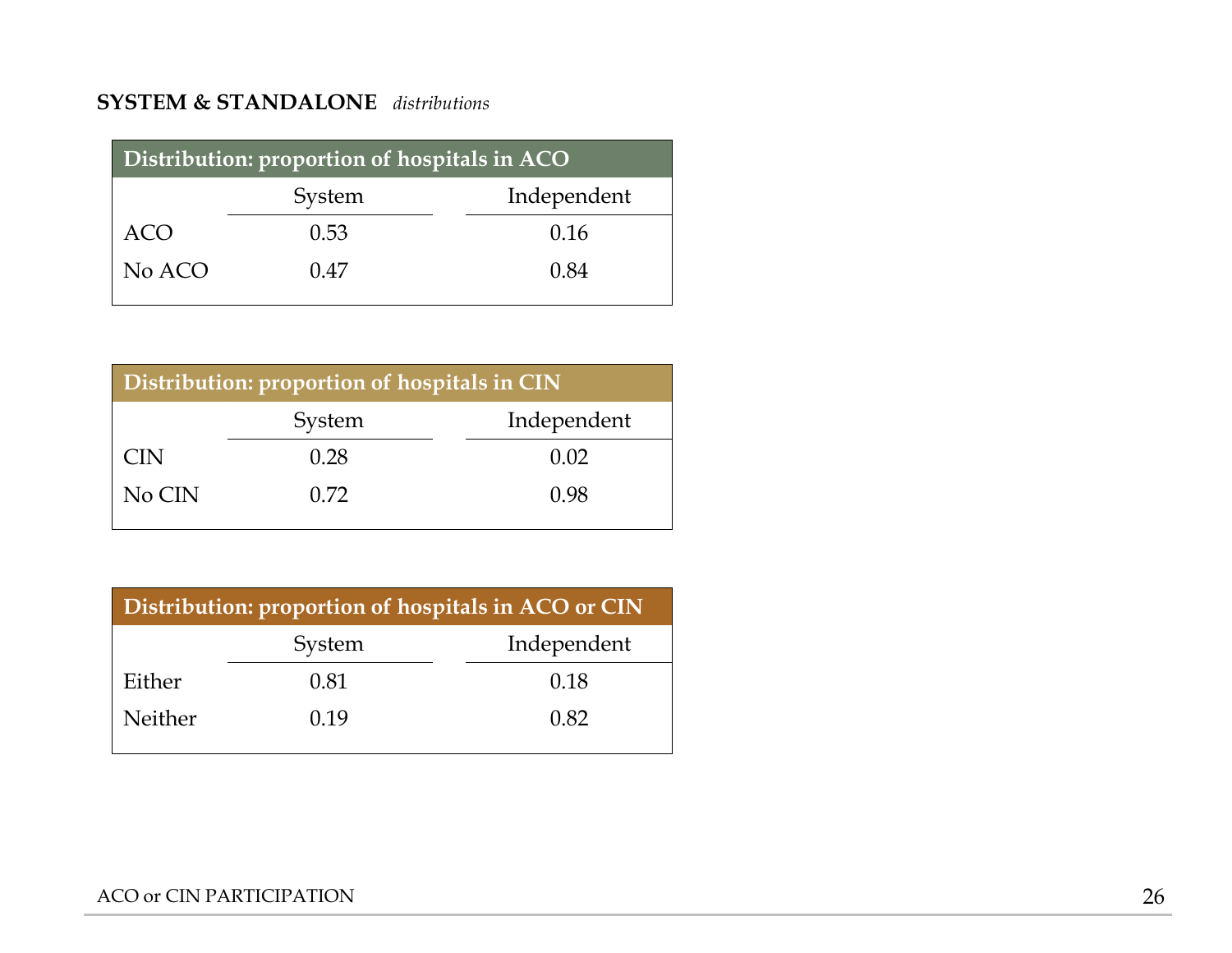**SYSTEM & STANDALONE** *distributions*

**Distribution: proportion of hospitals in ACO**

| | System | Independent |
|---|---|---|
| ACO | 0.53 | 0.16 |
| No ACO | 0.47 | 0.84 |

**Distribution: proportion of hospitals in CIN**

| | System | Independent |
|---|---|---|
| CIN | 0.28 | 0.02 |
| No CIN | 0.72 | 0.98 |

**Distribution: proportion of hospitals in ACO or CIN**

| | System | Independent |
|---|---|---|
| Either | 0.81 | 0.18 |
| Neither | 0.19 | 0.82 |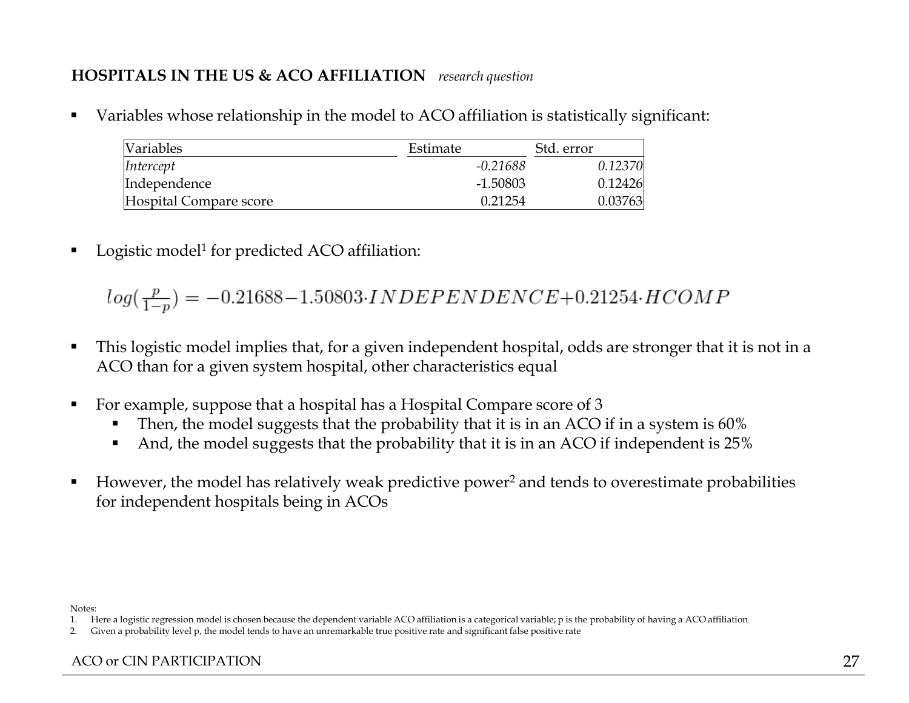**HOSPITALS IN THE US & ACO AFFILIATION** *research question*

- Variables whose relationship in the model to ACO affiliation is statistically significant:

| Variables | Estimate | Std. error |
|---|---|---|
| *Intercept* | *-0.21688* | *0.12370* |
| Independence | -1.50803 | 0.12426 |
| Hospital Compare score | 0.21254 | 0.03763 |

- Logistic model[1] for predicted ACO affiliation:

$$log(\frac{p}{1-p}) = -0.21688 - 1.50803 \cdot INDEPENDENCE + 0.21254 \cdot HCOMP$$

- This logistic model implies that, for a given independent hospital, odds are stronger that it is not in a ACO than for a given system hospital, other characteristics equal

- For example, suppose that a hospital has a Hospital Compare score of 3
  - Then, the model suggests that the probability that it is in an ACO if in a system is 60%
  - And, the model suggests that the probability that it is in an ACO if independent is 25%

- However, the model has relatively weak predictive power[2] and tends to overestimate probabilities for independent hospitals being in ACOs

Notes:
1. Here a logistic regression model is chosen because the dependent variable ACO affiliation is a categorical variable; p is the probability of having a ACO affiliation
2. Given a probability level p, the model tends to have an unremarkable true positive rate and significant false positive rate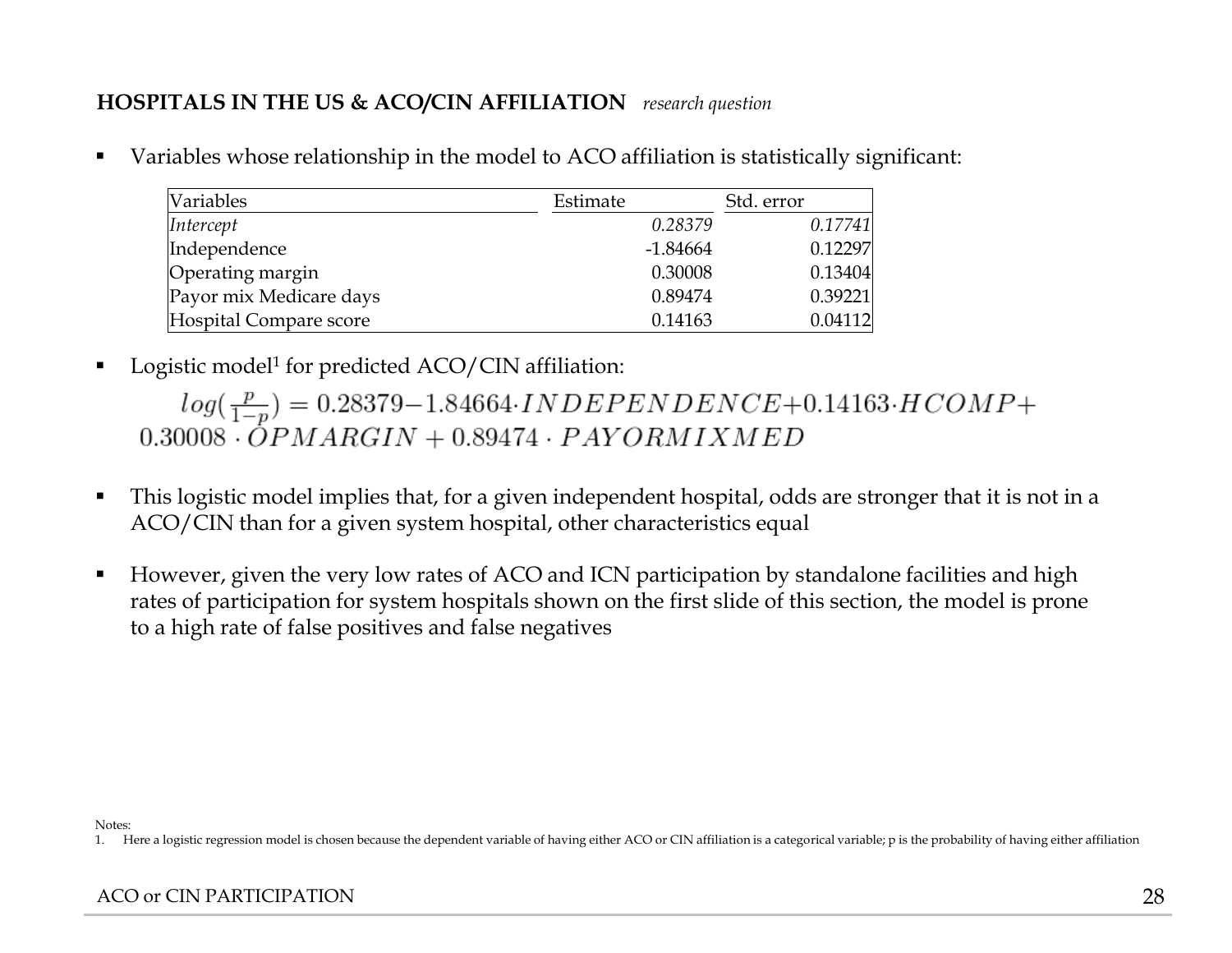**HOSPITALS IN THE US & ACO/CIN AFFILIATION** *research question*

- Variables whose relationship in the model to ACO affiliation is statistically significant:

| Variables | Estimate | Std. error |
|---|---|---|
| *Intercept* | *0.28379* | *0.17741* |
| Independence | -1.84664 | 0.12297 |
| Operating margin | 0.30008 | 0.13404 |
| Payor mix Medicare days | 0.89474 | 0.39221 |
| Hospital Compare score | 0.14163 | 0.04112 |

- Logistic model[1] for predicted ACO/CIN affiliation:

$$log(\frac{p}{1-p}) = 0.28379 - 1.84664 \cdot INDEPENDENCE + 0.14163 \cdot HCOMP + 0.30008 \cdot OPMARGIN + 0.89474 \cdot PAYORMIXMED$$

- This logistic model implies that, for a given independent hospital, odds are stronger that it is not in a ACO/CIN than for a given system hospital, other characteristics equal

- However, given the very low rates of ACO and ICN participation by standalone facilities and high rates of participation for system hospitals shown on the first slide of this section, the model is prone to a high rate of false positives and false negatives

Notes:
1. Here a logistic regression model is chosen because the dependent variable of having either ACO or CIN affiliation is a categorical variable; p is the probability of having either affiliation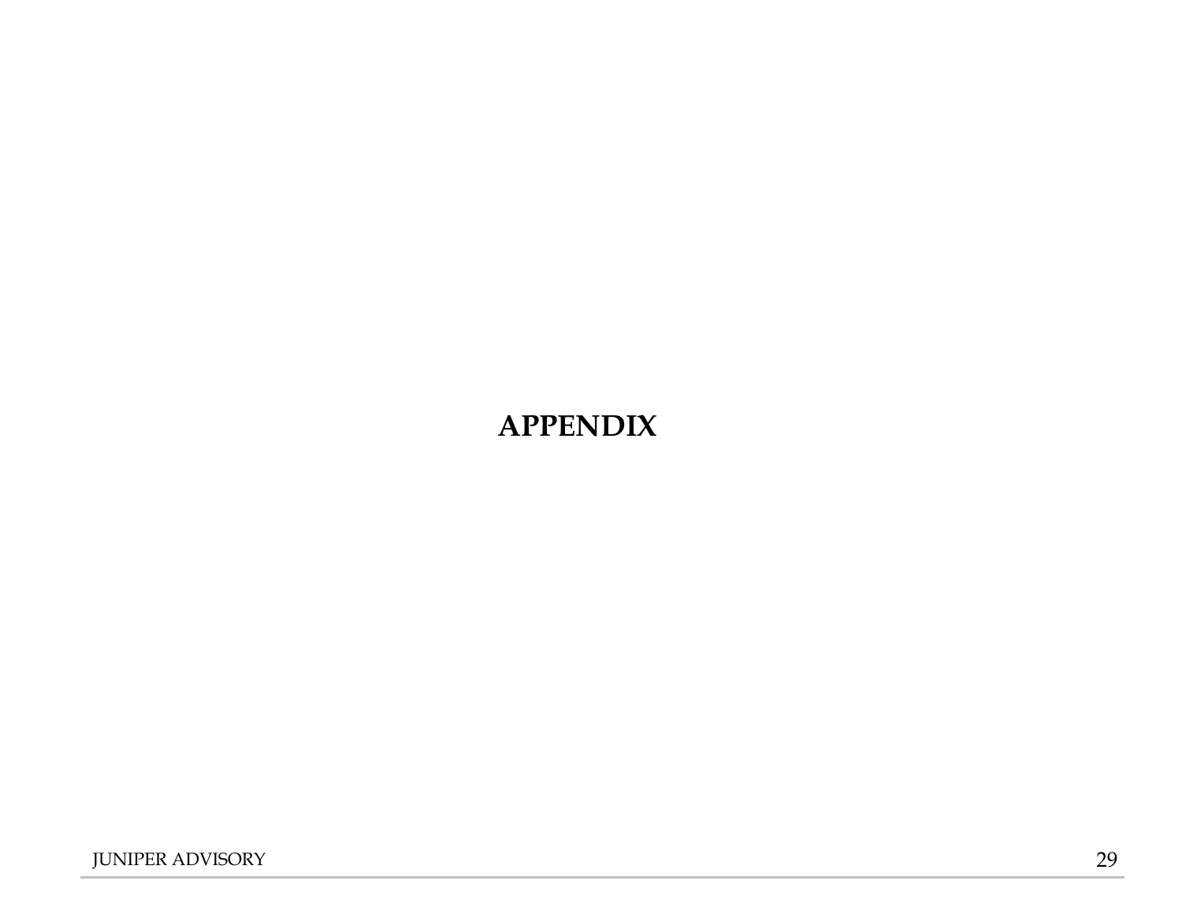# APPENDIX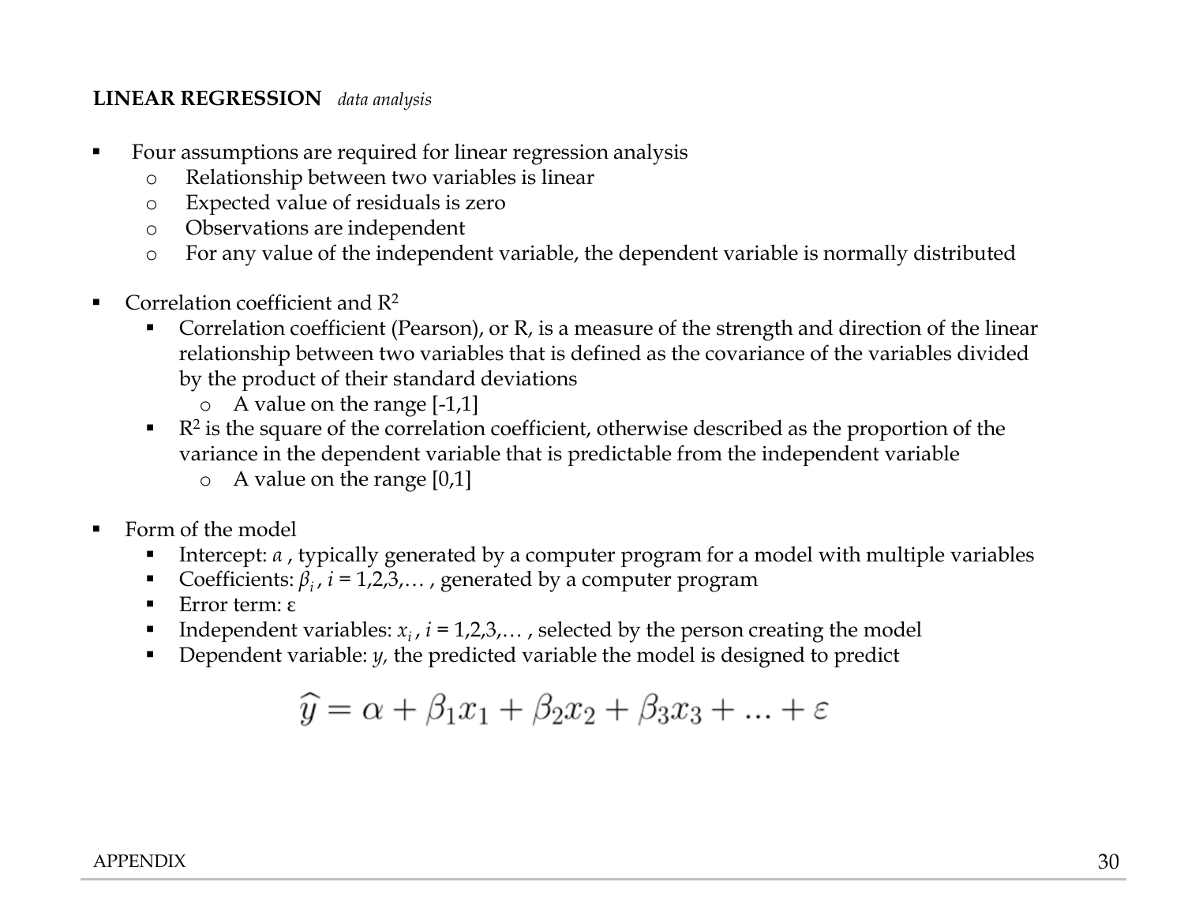**LINEAR REGRESSION** *data analysis*

- Four assumptions are required for linear regression analysis
  - Relationship between two variables is linear
  - Expected value of residuals is zero
  - Observations are independent
  - For any value of the independent variable, the dependent variable is normally distributed

- Correlation coefficient and $R^2$
  - Correlation coefficient (Pearson), or R, is a measure of the strength and direction of the linear relationship between two variables that is defined as the covariance of the variables divided by the product of their standard deviations
    - A value on the range [-1,1]
  - $R^2$ is the square of the correlation coefficient, otherwise described as the proportion of the variance in the dependent variable that is predictable from the independent variable
    - A value on the range [0,1]

- Form of the model
  - Intercept: $a$ , typically generated by a computer program for a model with multiple variables
  - Coefficients: $\beta_i$ , $i$ = 1,2,3,… , generated by a computer program
  - Error term: ε
  - Independent variables: $x_i$ , $i$ = 1,2,3,… , selected by the person creating the model
  - Dependent variable: $y$, the predicted variable the model is designed to predict

$$\widehat{y} = \alpha + \beta_1 x_1 + \beta_2 x_2 + \beta_3 x_3 + \ldots + \varepsilon$$

APPENDIX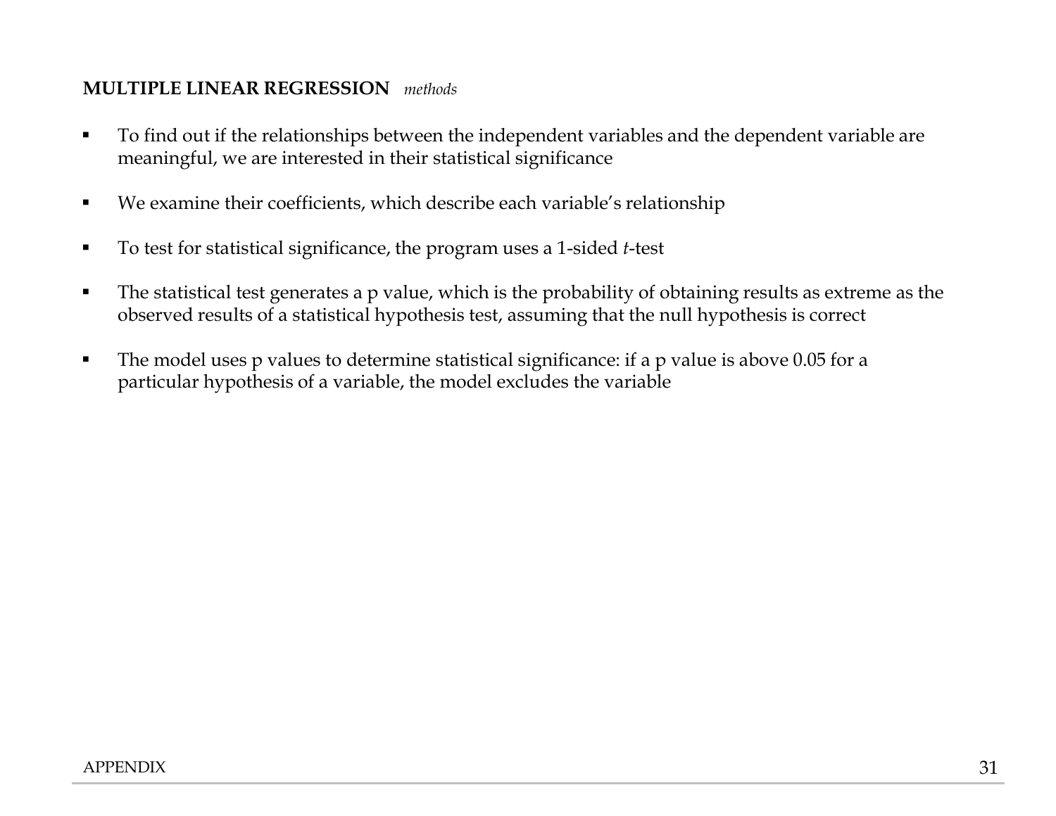## **MULTIPLE LINEAR REGRESSION** *methods*

- To find out if the relationships between the independent variables and the dependent variable are meaningful, we are interested in their statistical significance

- We examine their coefficients, which describe each variable's relationship

- To test for statistical significance, the program uses a 1-sided *t*-test

- The statistical test generates a p value, which is the probability of obtaining results as extreme as the observed results of a statistical hypothesis test, assuming that the null hypothesis is correct

- The model uses p values to determine statistical significance: if a p value is above 0.05 for a particular hypothesis of a variable, the model excludes the variable

APPENDIX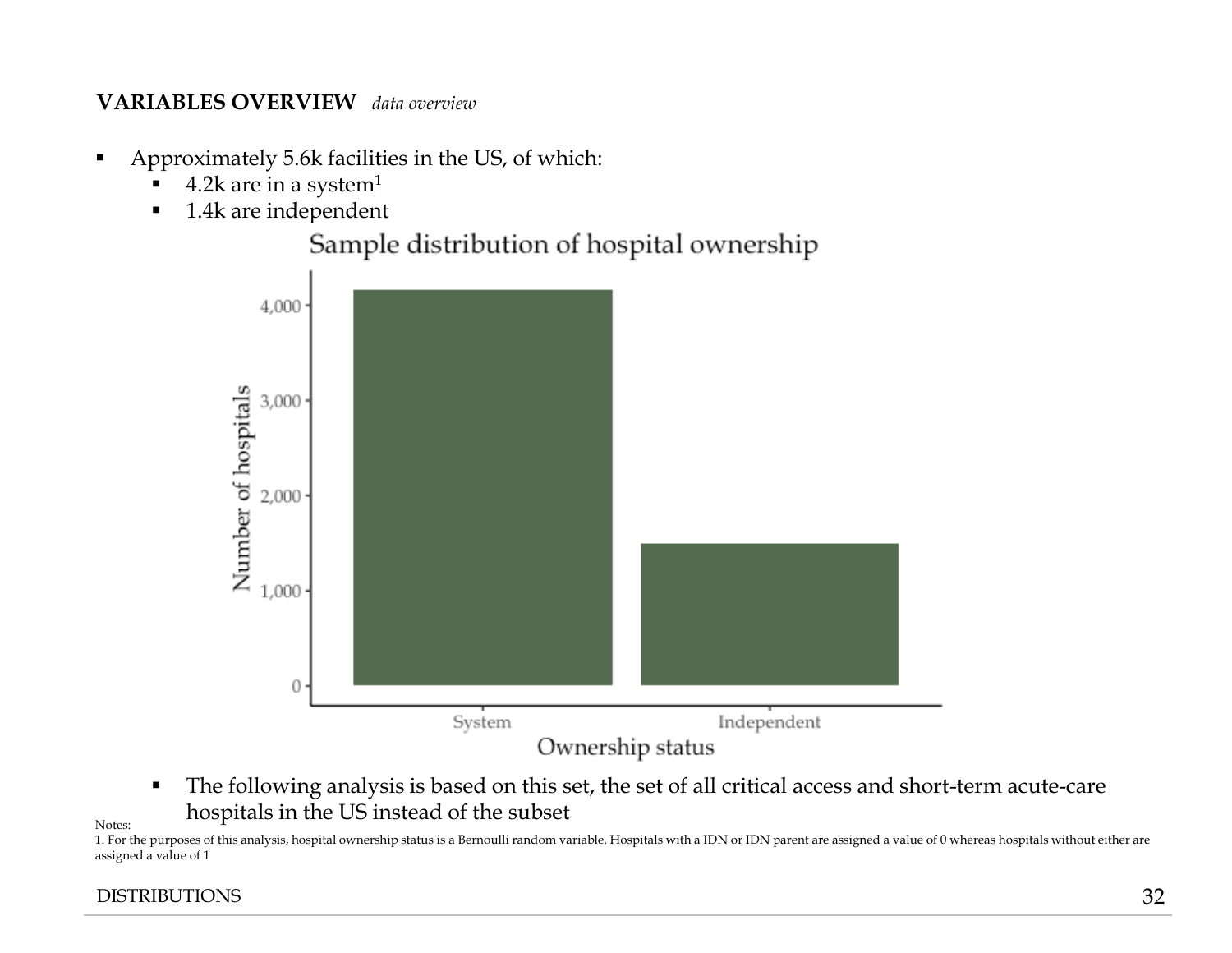## VARIABLES OVERVIEW *data overview*

- Approximately 5.6k facilities in the US, of which:
  - 4.2k are in a system[1]
  - 1.4k are independent

Sample distribution of hospital ownership

Number of hospitals

4,000

3,000

2,000

1,000

0

System

Independent

Ownership status

  - The following analysis is based on this set, the set of all critical access and short-term acute-care hospitals in the US instead of the subset

Notes:
1. For the purposes of this analysis, hospital ownership status is a Bernoulli random variable. Hospitals with a IDN or IDN parent are assigned a value of 0 whereas hospitals without either are assigned a value of 1